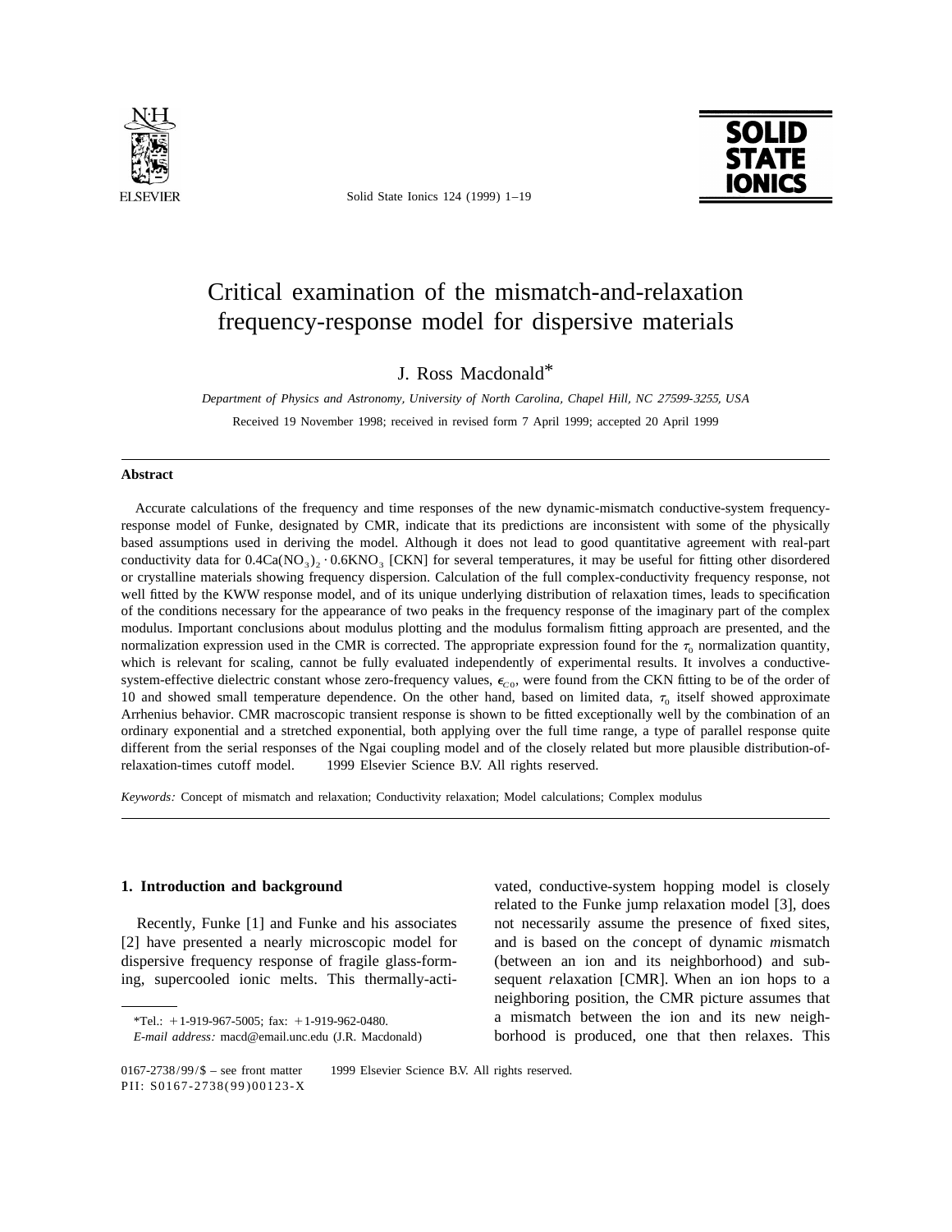# Critical examination of the mismatch-and-relaxation frequency-response model for dispersive materials

J. Ross Macdonald*

*Department of Physics and Astronomy, University of North Carolina, Chapel Hill, NC 27599-3255, USA*

Received 19 November 1998; received in revised form 7 April 1999; accepted 20 April 1999

## Abstract

Accurate calculations of the frequency and time responses of the new dynamic-mismatch conductive-system frequency-response model of Funke, designated by CMR, indicate that its predictions are inconsistent with some of the physically based assumptions used in deriving the model. Although it does not lead to good quantitative agreement with real-part conductivity data for $0.4Ca(NO_3)_2 \cdot 0.6KNO_3$ [CKN] for several temperatures, it may be useful for fitting other disordered or crystalline materials showing frequency dispersion. Calculation of the full complex-conductivity frequency response, not well fitted by the KWW response model, and of its unique underlying distribution of relaxation times, leads to specification of the conditions necessary for the appearance of two peaks in the frequency response of the imaginary part of the complex modulus. Important conclusions about modulus plotting and the modulus formalism fitting approach are presented, and the normalization expression used in the CMR is corrected. The appropriate expression found for the $\tau_0$ normalization quantity, which is relevant for scaling, cannot be fully evaluated independently of experimental results. It involves a conductive-system-effective dielectric constant whose zero-frequency values, $\epsilon_{C0}$, were found from the CKN fitting to be of the order of 10 and showed small temperature dependence. On the other hand, based on limited data, $\tau_0$ itself showed approximate Arrhenius behavior. CMR macroscopic transient response is shown to be fitted exceptionally well by the combination of an ordinary exponential and a stretched exponential, both applying over the full time range, a type of parallel response quite different from the serial responses of the Ngai coupling model and of the closely related but more plausible distribution-of-relaxation-times cutoff model. © 1999 Elsevier Science B.V. All rights reserved.

*Keywords:* Concept of mismatch and relaxation; Conductivity relaxation; Model calculations; Complex modulus

## 1. Introduction and background

Recently, Funke [1] and Funke and his associates [2] have presented a nearly microscopic model for dispersive frequency response of fragile glass-forming, supercooled ionic melts. This thermally-activated, conductive-system hopping model is closely related to the Funke jump relaxation model [3], does not necessarily assume the presence of fixed sites, and is based on the *c*oncept of dynamic *m*ismatch (between an ion and its neighborhood) and subsequent *r*elaxation [CMR]. When an ion hops to a neighboring position, the CMR picture assumes that a mismatch between the ion and its new neighborhood is produced, one that then relaxes. This

*Tel.: +1-919-967-5005; fax: +1-919-962-0480.
*E-mail address:* macd@email.unc.edu (J.R. Macdonald)

0167-2738/99/$ – see front matter © 1999 Elsevier Science B.V. All rights reserved.
PII: S0167-2738(99)00123-X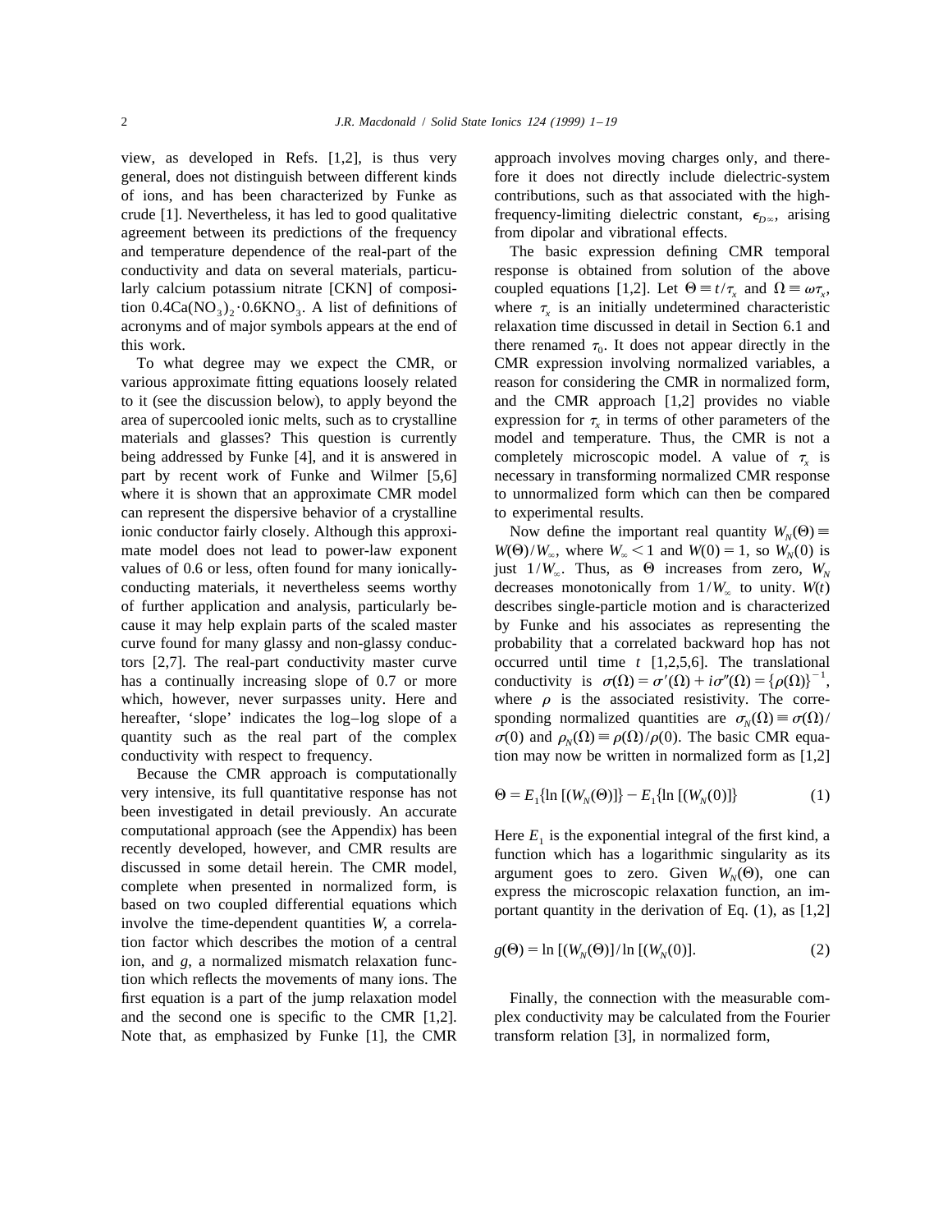view, as developed in Refs. [1,2], is thus very general, does not distinguish between different kinds of ions, and has been characterized by Funke as crude [1]. Nevertheless, it has led to good qualitative agreement between its predictions of the frequency and temperature dependence of the real-part of the conductivity and data on several materials, particularly calcium potassium nitrate [CKN] of composition $0.4Ca(NO_3)_2 \cdot 0.6KNO_3$. A list of definitions of acronyms and of major symbols appears at the end of this work.

To what degree may we expect the CMR, or various approximate fitting equations loosely related to it (see the discussion below), to apply beyond the area of supercooled ionic melts, such as to crystalline materials and glasses? This question is currently being addressed by Funke [4], and it is answered in part by recent work of Funke and Wilmer [5,6] where it is shown that an approximate CMR model can represent the dispersive behavior of a crystalline ionic conductor fairly closely. Although this approximate model does not lead to power-law exponent values of 0.6 or less, often found for many ionically-conducting materials, it nevertheless seems worthy of further application and analysis, particularly because it may help explain parts of the scaled master curve found for many glassy and non-glassy conductors [2,7]. The real-part conductivity master curve has a continually increasing slope of 0.7 or more which, however, never surpasses unity. Here and hereafter, 'slope' indicates the log–log slope of a quantity such as the real part of the complex conductivity with respect to frequency.

Because the CMR approach is computationally very intensive, its full quantitative response has not been investigated in detail previously. An accurate computational approach (see the Appendix) has been recently developed, however, and CMR results are discussed in some detail herein. The CMR model, complete when presented in normalized form, is based on two coupled differential equations which involve the time-dependent quantities $W$, a correlation factor which describes the motion of a central ion, and $g$, a normalized mismatch relaxation function which reflects the movements of many ions. The first equation is a part of the jump relaxation model and the second one is specific to the CMR [1,2]. Note that, as emphasized by Funke [1], the CMR approach involves moving charges only, and therefore it does not directly include dielectric-system contributions, such as that associated with the high-frequency-limiting dielectric constant, $\epsilon_{D\infty}$, arising from dipolar and vibrational effects.

The basic expression defining CMR temporal response is obtained from solution of the above coupled equations [1,2]. Let $\Theta \equiv t/\tau_x$ and $\Omega \equiv \omega\tau_x$, where $\tau_x$ is an initially undetermined characteristic relaxation time discussed in detail in Section 6.1 and there renamed $\tau_0$. It does not appear directly in the CMR expression involving normalized variables, a reason for considering the CMR in normalized form, and the CMR approach [1,2] provides no viable expression for $\tau_x$ in terms of other parameters of the model and temperature. Thus, the CMR is not a completely microscopic model. A value of $\tau_x$ is necessary in transforming normalized CMR response to unnormalized form which can then be compared to experimental results.

Now define the important real quantity $W_N(\Theta) \equiv W(\Theta)/W_\infty$, where $W_\infty < 1$ and $W(0) = 1$, so $W_N(0)$ is just $1/W_\infty$. Thus, as $\Theta$ increases from zero, $W_N$ decreases monotonically from $1/W_\infty$ to unity. $W(t)$ describes single-particle motion and is characterized by Funke and his associates as representing the probability that a correlated backward hop has not occurred until time $t$ [1,2,5,6]. The translational conductivity is $\sigma(\Omega) = \sigma'(\Omega) + i\sigma''(\Omega) = \{\rho(\Omega)\}^{-1}$, where $\rho$ is the associated resistivity. The corresponding normalized quantities are $\sigma_N(\Omega) \equiv \sigma(\Omega)/\sigma(0)$ and $\rho_N(\Omega) \equiv \rho(\Omega)/\rho(0)$. The basic CMR equation may now be written in normalized form as [1,2]

$$\Theta = E_1\{\ln[(W_N(\Theta)]\} - E_1\{\ln[(W_N(0)]\} \tag{1}$$

Here $E_1$ is the exponential integral of the first kind, a function which has a logarithmic singularity as its argument goes to zero. Given $W_N(\Theta)$, one can express the microscopic relaxation function, an important quantity in the derivation of Eq. (1), as [1,2]

$$g(\Theta) = \ln[(W_N(\Theta)]/\ln[(W_N(0)]. \tag{2}$$

Finally, the connection with the measurable complex conductivity may be calculated from the Fourier transform relation [3], in normalized form,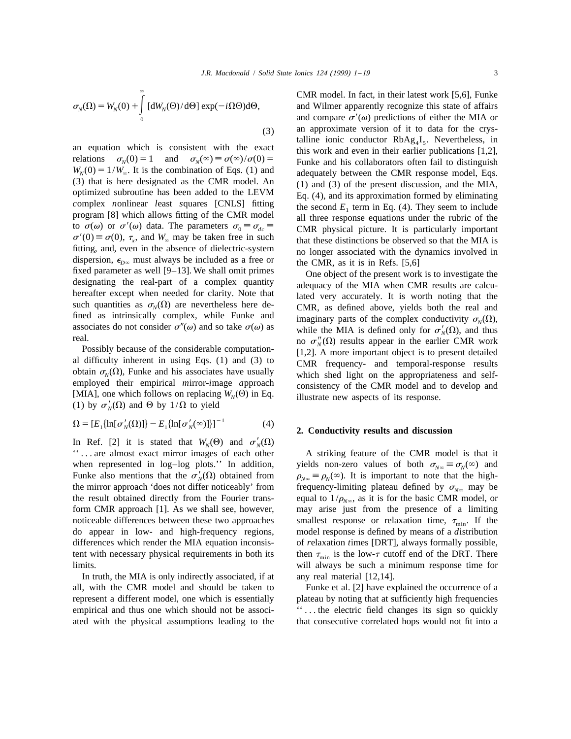$$\sigma_N(\Omega) = W_N(0) + \int_0^\infty [\mathrm{d}W_N(\Theta)/\mathrm{d}\Theta] \exp(-i\Omega\Theta)\mathrm{d}\Theta, \tag{3}$$

an equation which is consistent with the exact relations $\sigma_N(0) = 1$ and $\sigma_N(\infty) \equiv \sigma(\infty)/\sigma(0) = W_N(0) = 1/W_\infty$. It is the combination of Eqs. (1) and (3) that is here designated as the CMR model. An optimized subroutine has been added to the LEVM *c*omplex *n*onlinear *l*east *s*quares [CNLS] fitting program [8] which allows fitting of the CMR model to $\sigma(\omega)$ or $\sigma'(\omega)$ data. The parameters $\sigma_0 \equiv \sigma_{dc} \equiv \sigma'(0) \equiv \sigma(0)$, $\tau_x$, and $W_\infty$ may be taken free in such fitting, and, even in the absence of dielectric-system dispersion, $\epsilon_{D\infty}$ must always be included as a free or fixed parameter as well [9–13]. We shall omit primes designating the real-part of a complex quantity hereafter except when needed for clarity. Note that such quantities as $\sigma_N(\Omega)$ are nevertheless here defined as intrinsically complex, while Funke and associates do not consider $\sigma''(\omega)$ and so take $\sigma(\omega)$ as real.

Possibly because of the considerable computational difficulty inherent in using Eqs. (1) and (3) to obtain $\sigma_N(\Omega)$, Funke and his associates have usually employed their empirical *m*irror-*i*mage *a*pproach [MIA], one which follows on replacing $W_N(\Theta)$ in Eq. (1) by $\sigma'_N(\Omega)$ and $\Theta$ by $1/\Omega$ to yield

$$\Omega = [E_1\{\ln[\sigma'_N(\Omega)]\} - E_1\{\ln[\sigma'_N(\infty)]\}]^{-1} \tag{4}$$

In Ref. [2] it is stated that $W_N(\Theta)$ and $\sigma'_N(\Omega)$ '' . . . are almost exact mirror images of each other when represented in log–log plots.'' In addition, Funke also mentions that the $\sigma'_N(\Omega)$ obtained from the mirror approach 'does not differ noticeably' from the result obtained directly from the Fourier transform CMR approach [1]. As we shall see, however, noticeable differences between these two approaches do appear in low- and high-frequency regions, differences which render the MIA equation inconsistent with necessary physical requirements in both its limits.

In truth, the MIA is only indirectly associated, if at all, with the CMR model and should be taken to represent a different model, one which is essentially empirical and thus one which should not be associated with the physical assumptions leading to the CMR model. In fact, in their latest work [5,6], Funke and Wilmer apparently recognize this state of affairs and compare $\sigma'(\omega)$ predictions of either the MIA or an approximate version of it to data for the crystalline ionic conductor $RbAg_4I_5$. Nevertheless, in this work and even in their earlier publications [1,2], Funke and his collaborators often fail to distinguish adequately between the CMR response model, Eqs. (1) and (3) of the present discussion, and the MIA, Eq. (4), and its approximation formed by eliminating the second $E_1$ term in Eq. (4). They seem to include all three response equations under the rubric of the CMR physical picture. It is particularly important that these distinctions be observed so that the MIA is no longer associated with the dynamics involved in the CMR, as it is in Refs. [5,6]

One object of the present work is to investigate the adequacy of the MIA when CMR results are calculated very accurately. It is worth noting that the CMR, as defined above, yields both the real and imaginary parts of the complex conductivity $\sigma_N(\Omega)$, while the MIA is defined only for $\sigma'_N(\Omega)$, and thus no $\sigma''_N(\Omega)$ results appear in the earlier CMR work [1,2]. A more important object is to present detailed CMR frequency- and temporal-response results which shed light on the appropriateness and self-consistency of the CMR model and to develop and illustrate new aspects of its response.

## 2. Conductivity results and discussion

A striking feature of the CMR model is that it yields non-zero values of both $\sigma_{N\infty} \equiv \sigma_N(\infty)$ and $\rho_{N\infty} \equiv \rho_N(\infty)$. It is important to note that the high-frequency-limiting plateau defined by $\sigma_{N\infty}$ may be equal to $1/\rho_{N\infty}$, as it is for the basic CMR model, or may arise just from the presence of a limiting smallest response or relaxation time, $\tau_{min}$. If the model response is defined by means of a *d*istribution of *r*elaxation *t*imes [DRT], always formally possible, then $\tau_{min}$ is the low-$\tau$ cutoff end of the DRT. There will always be such a minimum response time for any real material [12,14].

Funke et al. [2] have explained the occurrence of a plateau by noting that at sufficiently high frequencies '' . . . the electric field changes its sign so quickly that consecutive correlated hops would not fit into a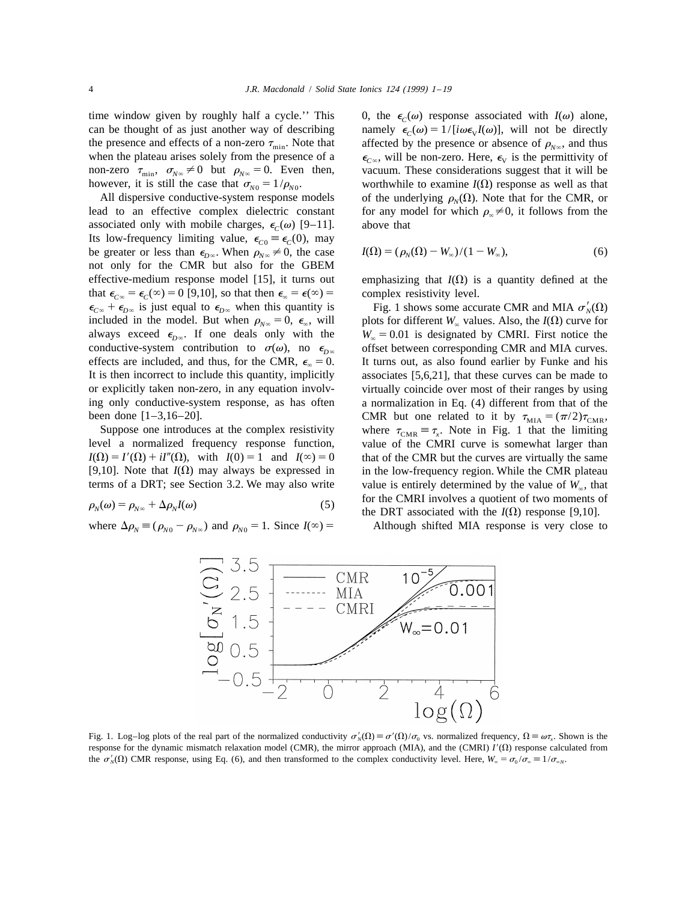time window given by roughly half a cycle.'' This can be thought of as just another way of describing the presence and effects of a non-zero $\tau_{\min}$. Note that when the plateau arises solely from the presence of a non-zero $\tau_{\min}$, $\sigma_{N\infty} \neq 0$ but $\rho_{N\infty} = 0$. Even then, however, it is still the case that $\sigma_{N0} = 1/\rho_{N0}$.

All dispersive conductive-system response models lead to an effective complex dielectric constant associated only with mobile charges, $\epsilon_C(\omega)$ [9–11]. Its low-frequency limiting value, $\epsilon_{C0} \equiv \epsilon_C(0)$, may be greater or less than $\epsilon_{D\infty}$. When $\rho_{N\infty} \neq 0$, the case not only for the CMR but also for the GBEM effective-medium response model [15], it turns out that $\epsilon_{C\infty} = \epsilon_C(\infty) = 0$ [9,10], so that then $\epsilon_\infty = \epsilon(\infty) = \epsilon_{C\infty} + \epsilon_{D\infty}$ is just equal to $\epsilon_{D\infty}$ when this quantity is included in the model. But when $\rho_{N\infty} = 0$, $\epsilon_\infty$ will always exceed $\epsilon_{D\infty}$. If one deals only with the conductive-system contribution to $\sigma(\omega)$, no $\epsilon_{D\infty}$ effects are included, and thus, for the CMR, $\epsilon_\infty = 0$. It is then incorrect to include this quantity, implicitly or explicitly taken non-zero, in any equation involving only conductive-system response, as has often been done [1–3,16–20].

Suppose one introduces at the complex resistivity level a normalized frequency response function, $I(\Omega) = I'(\Omega) + iI''(\Omega)$, with $I(0) = 1$ and $I(\infty) = 0$ [9,10]. Note that $I(\Omega)$ may always be expressed in terms of a DRT; see Section 3.2. We may also write

$$\rho_N(\omega) = \rho_{N\infty} + \Delta\rho_N I(\omega) \tag{5}$$

where $\Delta\rho_N \equiv (\rho_{N0} - \rho_{N\infty})$ and $\rho_{N0} = 1$. Since $I(\infty) = 0$, the $\epsilon_C(\omega)$ response associated with $I(\omega)$ alone, namely $\epsilon_C(\omega) = 1/[i\omega\epsilon_V I(\omega)]$, will not be directly affected by the presence or absence of $\rho_{N\infty}$, and thus $\epsilon_{C\infty}$, will be non-zero. Here, $\epsilon_V$ is the permittivity of vacuum. These considerations suggest that it will be worthwhile to examine $I(\Omega)$ response as well as that of the underlying $\rho_N(\Omega)$. Note that for the CMR, or for any model for which $\rho_\infty \neq 0$, it follows from the above that

$$I(\Omega) = (\rho_N(\Omega) - W_\infty)/(1 - W_\infty), \tag{6}$$

emphasizing that $I(\Omega)$ is a quantity defined at the complex resistivity level.

Fig. 1 shows some accurate CMR and MIA $\sigma_N'(\Omega)$ plots for different $W_\infty$ values. Also, the $I(\Omega)$ curve for $W_\infty = 0.01$ is designated by CMRI. First notice the offset between corresponding CMR and MIA curves. It turns out, as also found earlier by Funke and his associates [5,6,21], that these curves can be made to virtually coincide over most of their ranges by using a normalization in Eq. (4) different from that of the CMR but one related to it by $\tau_{\mathrm{MIA}} = (\pi/2)\tau_{\mathrm{CMR}}$, where $\tau_{\mathrm{CMR}} \equiv \tau_x$. Note in Fig. 1 that the limiting value of the CMRI curve is somewhat larger than that of the CMR but the curves are virtually the same in the low-frequency region. While the CMR plateau value is entirely determined by the value of $W_\infty$, that for the CMRI involves a quotient of two moments of the DRT associated with the $I(\Omega)$ response [9,10].

Although shifted MIA response is very close to

Fig. 1. Log–log plots of the real part of the normalized conductivity $\sigma_N'(\Omega) \equiv \sigma'(\Omega)/\sigma_0$ vs. normalized frequency, $\Omega \equiv \omega\tau_x$. Shown is the response for the dynamic mismatch relaxation model (CMR), the mirror approach (MIA), and the (CMRI) $I'(\Omega)$ response calculated from the $\sigma_N'(\Omega)$ CMR response, using Eq. (6), and then transformed to the complex conductivity level. Here, $W_\infty = \sigma_0/\sigma_\infty \equiv 1/\sigma_{\infty N}$.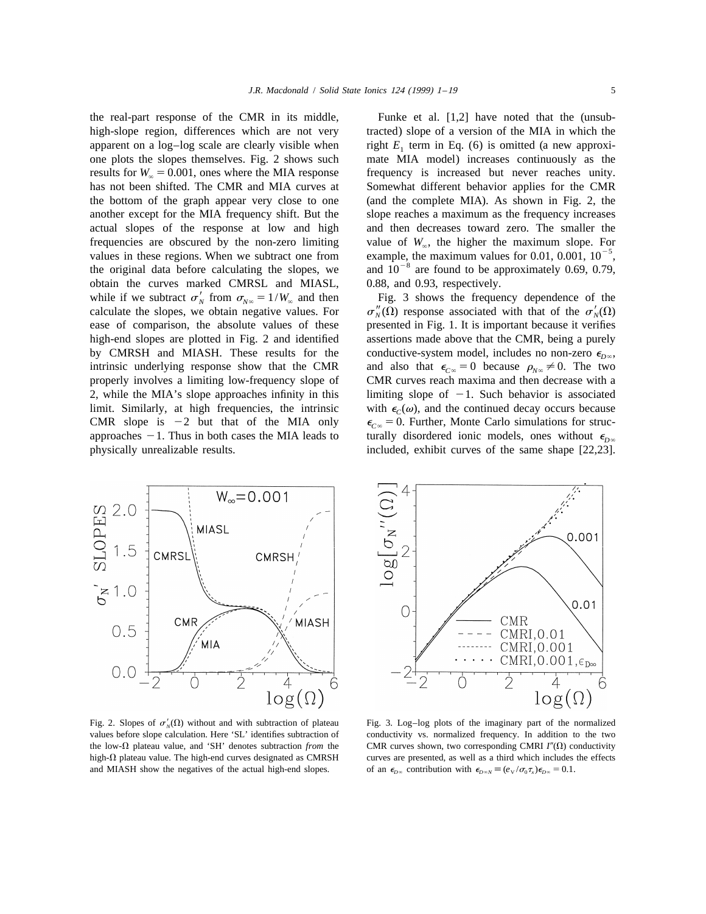the real-part response of the CMR in its middle, high-slope region, differences which are not very apparent on a log–log scale are clearly visible when one plots the slopes themselves. Fig. 2 shows such results for $W_\infty = 0.001$, ones where the MIA response has not been shifted. The CMR and MIA curves at the bottom of the graph appear very close to one another except for the MIA frequency shift. But the actual slopes of the response at low and high frequencies are obscured by the non-zero limiting values in these regions. When we subtract one from the original data before calculating the slopes, we obtain the curves marked CMRSL and MIASL, while if we subtract $\sigma_N'$ from $\sigma_{N\infty} = 1/W_\infty$ and then calculate the slopes, we obtain negative values. For ease of comparison, the absolute values of these high-end slopes are plotted in Fig. 2 and identified by CMRSH and MIASH. These results for the intrinsic underlying response show that the CMR properly involves a limiting low-frequency slope of 2, while the MIA's slope approaches infinity in this limit. Similarly, at high frequencies, the intrinsic CMR slope is $-2$ but that of the MIA only approaches $-1$. Thus in both cases the MIA leads to physically unrealizable results.

Funke et al. [1,2] have noted that the (unsubtracted) slope of a version of the MIA in which the right $E_1$ term in Eq. (6) is omitted (a new approximate MIA model) increases continuously as the frequency is increased but never reaches unity. Somewhat different behavior applies for the CMR (and the complete MIA). As shown in Fig. 2, the slope reaches a maximum as the frequency increases and then decreases toward zero. The smaller the value of $W_\infty$, the higher the maximum slope. For example, the maximum values for 0.01, 0.001, $10^{-5}$, and $10^{-8}$ are found to be approximately 0.69, 0.79, 0.88, and 0.93, respectively.

Fig. 3 shows the frequency dependence of the $\sigma_N''(\Omega)$ response associated with that of the $\sigma_N'(\Omega)$ presented in Fig. 1. It is important because it verifies assertions made above that the CMR, being a purely conductive-system model, includes no non-zero $\epsilon_{D\infty}$, and also that $\epsilon_{C\infty} = 0$ because $\rho_{N\infty} \neq 0$. The two CMR curves reach maxima and then decrease with a limiting slope of $-1$. Such behavior is associated with $\epsilon_C(\omega)$, and the continued decay occurs because $\epsilon_{C\infty} = 0$. Further, Monte Carlo simulations for structurally disordered ionic models, ones without $\epsilon_{D\infty}$ included, exhibit curves of the same shape [22,23].

Fig. 2. Slopes of $\sigma_N'(\Omega)$ without and with subtraction of plateau values before slope calculation. Here 'SL' identifies subtraction of the low-$\Omega$ plateau value, and 'SH' denotes subtraction *from* the high-$\Omega$ plateau value. The high-end curves designated as CMRSH and MIASH show the negatives of the actual high-end slopes.

Fig. 3. Log–log plots of the imaginary part of the normalized conductivity vs. normalized frequency. In addition to the two CMR curves shown, two corresponding CMRI $I''(\Omega)$ conductivity curves are presented, as well as a third which includes the effects of an $\epsilon_{D\infty}$ contribution with $\epsilon_{D\infty N} \equiv (e_V/\sigma_0\tau_x)\epsilon_{D\infty} = 0.1$.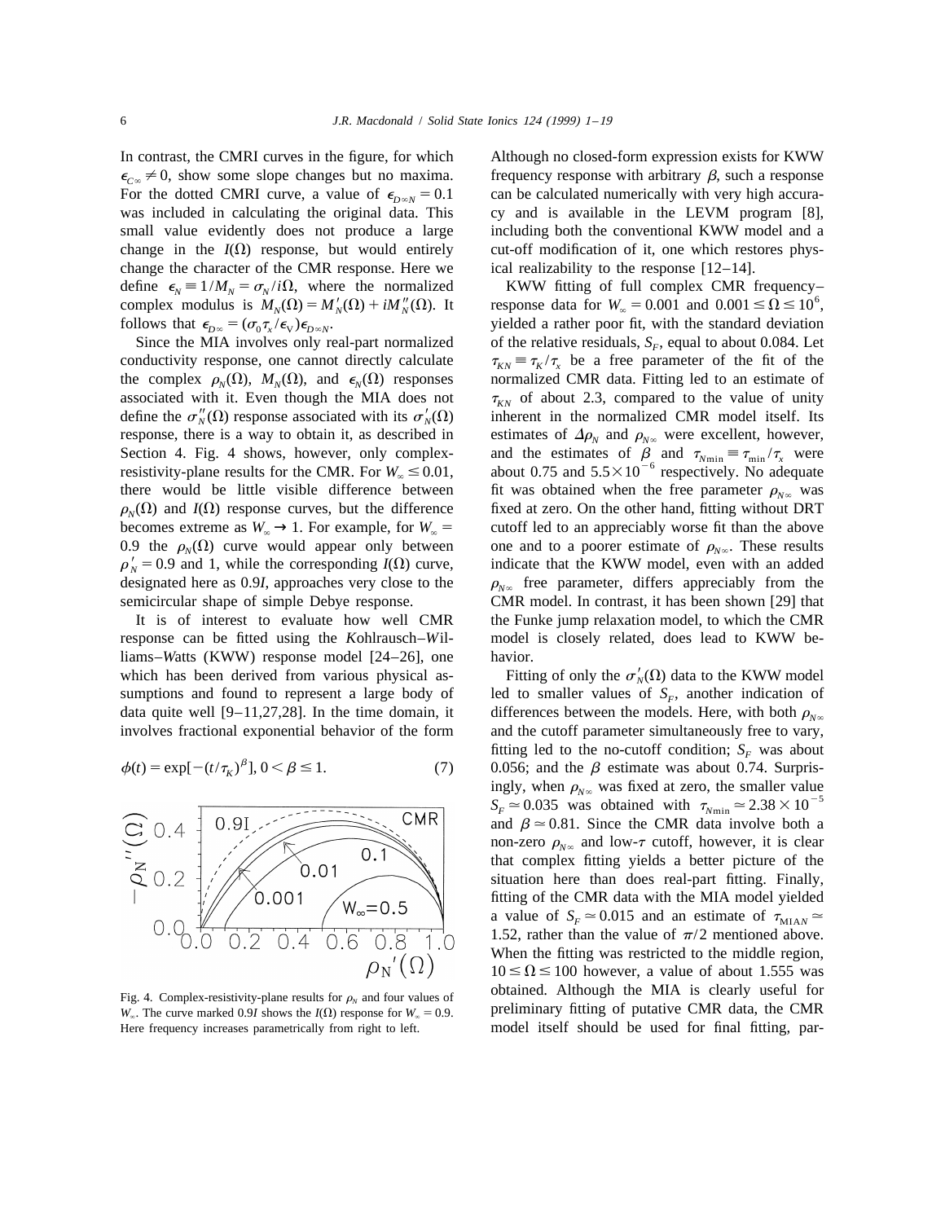In contrast, the CMRI curves in the figure, for which $\epsilon_{C\infty} \neq 0$, show some slope changes but no maxima. For the dotted CMRI curve, a value of $\epsilon_{D\infty N} = 0.1$ was included in calculating the original data. This small value evidently does not produce a large change in the $I(\Omega)$ response, but would entirely change the character of the CMR response. Here we define $\epsilon_N \equiv 1/M_N = \sigma_N/i\Omega$, where the normalized complex modulus is $M_N(\Omega) = M_N'(\Omega) + iM_N''(\Omega)$. It follows that $\epsilon_{D\infty} = (\sigma_0 \tau_x/\epsilon_V)\epsilon_{D\infty N}$.

Since the MIA involves only real-part normalized conductivity response, one cannot directly calculate the complex $\rho_N(\Omega)$, $M_N(\Omega)$, and $\epsilon_N(\Omega)$ responses associated with it. Even though the MIA does not define the $\sigma_N''(\Omega)$ response associated with its $\sigma_N'(\Omega)$ response, there is a way to obtain it, as described in Section 4. Fig. 4 shows, however, only complex-resistivity-plane results for the CMR. For $W_\infty \leq 0.01$, there would be little visible difference between $\rho_N(\Omega)$ and $I(\Omega)$ response curves, but the difference becomes extreme as $W_\infty \to 1$. For example, for $W_\infty = 0.9$ the $\rho_N(\Omega)$ curve would appear only between $\rho_N' = 0.9$ and 1, while the corresponding $I(\Omega)$ curve, designated here as 0.9*I*, approaches very close to the semicircular shape of simple Debye response.

It is of interest to evaluate how well CMR response can be fitted using the *K*ohlrausch–*W*illiams–*W*atts (KWW) response model [24–26], one which has been derived from various physical assumptions and found to represent a large body of data quite well [9–11,27,28]. In the time domain, it involves fractional exponential behavior of the form

$$\phi(t) = \exp[-(t/\tau_K)^\beta],\ 0 < \beta \leq 1. \tag{7}$$

Fig. 4. Complex-resistivity-plane results for $\rho_N$ and four values of $W_\infty$. The curve marked 0.9*I* shows the $I(\Omega)$ response for $W_\infty = 0.9$. Here frequency increases parametrically from right to left.

Although no closed-form expression exists for KWW frequency response with arbitrary $\beta$, such a response can be calculated numerically with very high accuracy and is available in the LEVM program [8], including both the conventional KWW model and a cut-off modification of it, one which restores physical realizability to the response [12–14].

KWW fitting of full complex CMR frequency–response data for $W_\infty = 0.001$ and $0.001 \leq \Omega \leq 10^6$, yielded a rather poor fit, with the standard deviation of the relative residuals, $S_F$, equal to about 0.084. Let $\tau_{KN} \equiv \tau_K/\tau_x$ be a free parameter of the fit of the normalized CMR data. Fitting led to an estimate of $\tau_{KN}$ of about 2.3, compared to the value of unity inherent in the normalized CMR model itself. Its estimates of $\Delta\rho_N$ and $\rho_{N\infty}$ were excellent, however, and the estimates of $\beta$ and $\tau_{N\min} \equiv \tau_{\min}/\tau_x$ were about 0.75 and $5.5 \times 10^{-6}$ respectively. No adequate fit was obtained when the free parameter $\rho_{N\infty}$ was fixed at zero. On the other hand, fitting without DRT cutoff led to an appreciably worse fit than the above one and to a poorer estimate of $\rho_{N\infty}$. These results indicate that the KWW model, even with an added $\rho_{N\infty}$ free parameter, differs appreciably from the CMR model. In contrast, it has been shown [29] that the Funke jump relaxation model, to which the CMR model is closely related, does lead to KWW behavior.

Fitting of only the $\sigma_N'(\Omega)$ data to the KWW model led to smaller values of $S_F$, another indication of differences between the models. Here, with both $\rho_{N\infty}$ and the cutoff parameter simultaneously free to vary, fitting led to the no-cutoff condition; $S_F$ was about 0.056; and the $\beta$ estimate was about 0.74. Surprisingly, when $\rho_{N\infty}$ was fixed at zero, the smaller value $S_F \simeq 0.035$ was obtained with $\tau_{N\min} \simeq 2.38 \times 10^{-5}$ and $\beta \simeq 0.81$. Since the CMR data involve both a non-zero $\rho_{N\infty}$ and low-$\tau$ cutoff, however, it is clear that complex fitting yields a better picture of the situation here than does real-part fitting. Finally, fitting of the CMR data with the MIA model yielded a value of $S_F \simeq 0.015$ and an estimate of $\tau_{\text{MIA}N} \simeq 1.52$, rather than the value of $\pi/2$ mentioned above. When the fitting was restricted to the middle region, $10 \leq \Omega \leq 100$ however, a value of about 1.555 was obtained. Although the MIA is clearly useful for preliminary fitting of putative CMR data, the CMR model itself should be used for final fitting, par-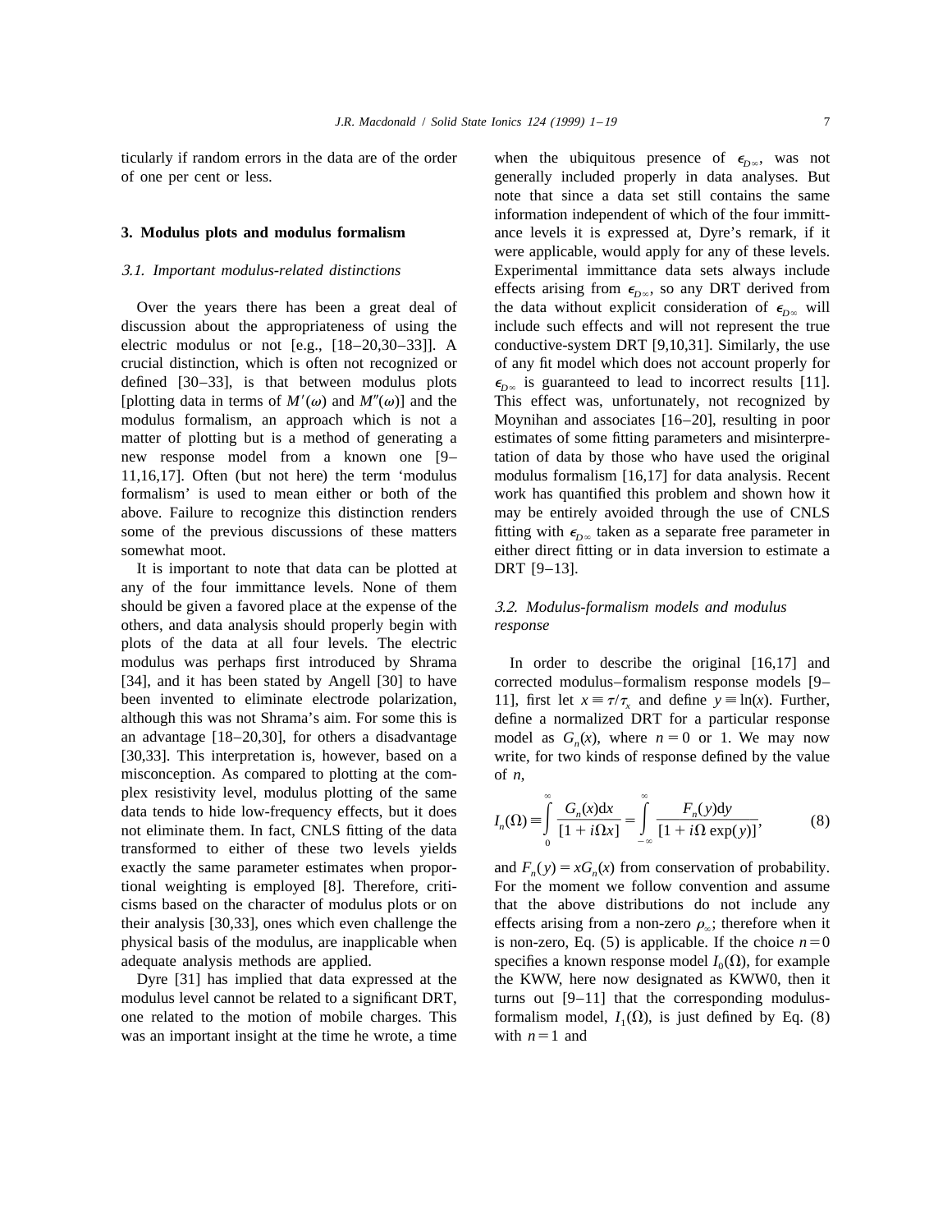ticularly if random errors in the data are of the order of one per cent or less.

## 3. Modulus plots and modulus formalism

### 3.1. Important modulus-related distinctions

Over the years there has been a great deal of discussion about the appropriateness of using the electric modulus or not [e.g., [18–20,30–33]]. A crucial distinction, which is often not recognized or defined [30–33], is that between modulus plots [plotting data in terms of $M'(\omega)$ and $M''(\omega)$] and the modulus formalism, an approach which is not a matter of plotting but is a method of generating a new response model from a known one [9–11,16,17]. Often (but not here) the term 'modulus formalism' is used to mean either or both of the above. Failure to recognize this distinction renders some of the previous discussions of these matters somewhat moot.

It is important to note that data can be plotted at any of the four immittance levels. None of them should be given a favored place at the expense of the others, and data analysis should properly begin with plots of the data at all four levels. The electric modulus was perhaps first introduced by Shrama [34], and it has been stated by Angell [30] to have been invented to eliminate electrode polarization, although this was not Shrama's aim. For some this is an advantage [18–20,30], for others a disadvantage [30,33]. This interpretation is, however, based on a misconception. As compared to plotting at the complex resistivity level, modulus plotting of the same data tends to hide low-frequency effects, but it does not eliminate them. In fact, CNLS fitting of the data transformed to either of these two levels yields exactly the same parameter estimates when proportional weighting is employed [8]. Therefore, criticisms based on the character of modulus plots or on their analysis [30,33], ones which even challenge the physical basis of the modulus, are inapplicable when adequate analysis methods are applied.

Dyre [31] has implied that data expressed at the modulus level cannot be related to a significant DRT, one related to the motion of mobile charges. This was an important insight at the time he wrote, a time when the ubiquitous presence of $\epsilon_{D\infty}$, was not generally included properly in data analyses. But note that since a data set still contains the same information independent of which of the four immittance levels it is expressed at, Dyre's remark, if it were applicable, would apply for any of these levels. Experimental immittance data sets always include effects arising from $\epsilon_{D\infty}$, so any DRT derived from the data without explicit consideration of $\epsilon_{D\infty}$ will include such effects and will not represent the true conductive-system DRT [9,10,31]. Similarly, the use of any fit model which does not account properly for $\epsilon_{D\infty}$ is guaranteed to lead to incorrect results [11]. This effect was, unfortunately, not recognized by Moynihan and associates [16–20], resulting in poor estimates of some fitting parameters and misinterpretation of data by those who have used the original modulus formalism [16,17] for data analysis. Recent work has quantified this problem and shown how it may be entirely avoided through the use of CNLS fitting with $\epsilon_{D\infty}$ taken as a separate free parameter in either direct fitting or in data inversion to estimate a DRT [9–13].

### 3.2. Modulus-formalism models and modulus response

In order to describe the original [16,17] and corrected modulus–formalism response models [9–11], first let $x \equiv \tau/\tau_x$ and define $y \equiv \ln(x)$. Further, define a normalized DRT for a particular response model as $G_n(x)$, where $n = 0$ or 1. We may now write, for two kinds of response defined by the value of $n$,

$$I_n(\Omega) \equiv \int_0^\infty \frac{G_n(x)\mathrm{d}x}{[1 + i\Omega x]} = \int_{-\infty}^\infty \frac{F_n(y)\mathrm{d}y}{[1 + i\Omega \exp(y)]}, \tag{8}$$

and $F_n(y) = xG_n(x)$ from conservation of probability. For the moment we follow convention and assume that the above distributions do not include any effects arising from a non-zero $\rho_\infty$; therefore when it is non-zero, Eq. (5) is applicable. If the choice $n = 0$ specifies a known response model $I_0(\Omega)$, for example the KWW, here now designated as KWW0, then it turns out [9–11] that the corresponding modulus-formalism model, $I_1(\Omega)$, is just defined by Eq. (8) with $n = 1$ and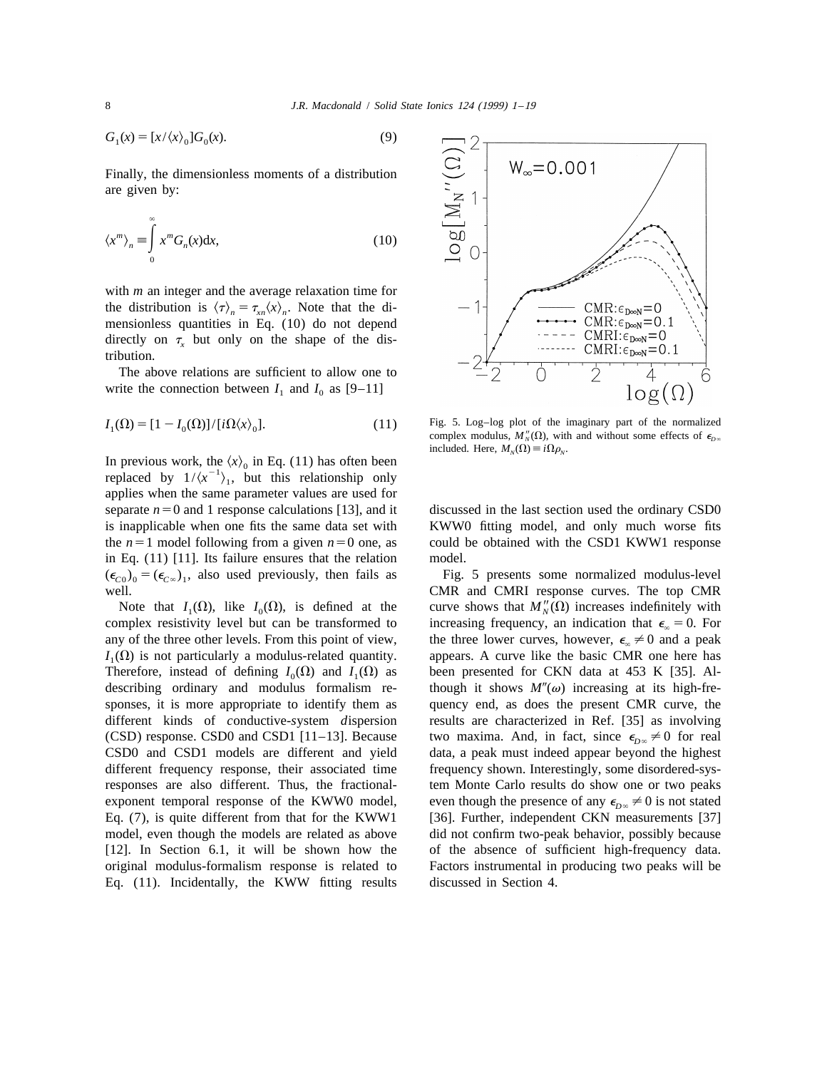$$G_1(x) = [x/\langle x \rangle_0] G_0(x). \tag{9}$$

Finally, the dimensionless moments of a distribution are given by:

$$\langle x^m \rangle_n \equiv \int_0^\infty x^m G_n(x) \mathrm{d}x, \tag{10}$$

with $m$ an integer and the average relaxation time for the distribution is $\langle \tau \rangle_n = \tau_{xn} \langle x \rangle_n$. Note that the dimensionless quantities in Eq. (10) do not depend directly on $\tau_x$ but only on the shape of the distribution.

The above relations are sufficient to allow one to write the connection between $I_1$ and $I_0$ as [9–11]

$$I_1(\Omega) = [1 - I_0(\Omega)]/[i\Omega \langle x \rangle_0]. \tag{11}$$

In previous work, the $\langle x \rangle_0$ in Eq. (11) has often been replaced by $1/\langle x^{-1} \rangle_1$, but this relationship only applies when the same parameter values are used for separate $n = 0$ and 1 response calculations [13], and it is inapplicable when one fits the same data set with the $n = 1$ model following from a given $n = 0$ one, as in Eq. (11) [11]. Its failure ensures that the relation $(\epsilon_{C0})_0 = (\epsilon_{C\infty})_1$, also used previously, then fails as well.

Note that $I_1(\Omega)$, like $I_0(\Omega)$, is defined at the complex resistivity level but can be transformed to any of the three other levels. From this point of view, $I_1(\Omega)$ is not particularly a modulus-related quantity. Therefore, instead of defining $I_0(\Omega)$ and $I_1(\Omega)$ as describing ordinary and modulus formalism responses, it is more appropriate to identify them as different kinds of *c*onductive-*s*ystem *d*ispersion (CSD) response. CSD0 and CSD1 [11–13]. Because CSD0 and CSD1 models are different and yield different frequency response, their associated time responses are also different. Thus, the fractional-exponent temporal response of the KWW0 model, Eq. (7), is quite different from that for the KWW1 model, even though the models are related as above [12]. In Section 6.1, it will be shown how the original modulus-formalism response is related to Eq. (11). Incidentally, the KWW fitting results discussed in the last section used the ordinary CSD0 KWW0 fitting model, and only much worse fits could be obtained with the CSD1 KWW1 response model.

Fig. 5. Log–log plot of the imaginary part of the normalized complex modulus, $M_N''(\Omega)$, with and without some effects of $\epsilon_{D\infty}$ included. Here, $M_N(\Omega) \equiv i\Omega\rho_N$.

Fig. 5 presents some normalized modulus-level CMR and CMRI response curves. The top CMR curve shows that $M_N''(\Omega)$ increases indefinitely with increasing frequency, an indication that $\epsilon_\infty = 0$. For the three lower curves, however, $\epsilon_\infty \neq 0$ and a peak appears. A curve like the basic CMR one here has been presented for CKN data at 453 K [35]. Although it shows $M''(\omega)$ increasing at its high-frequency end, as does the present CMR curve, the results are characterized in Ref. [35] as involving two maxima. And, in fact, since $\epsilon_{D\infty} \neq 0$ for real data, a peak must indeed appear beyond the highest frequency shown. Interestingly, some disordered-system Monte Carlo results do show one or two peaks even though the presence of any $\epsilon_{D\infty} \neq 0$ is not stated [36]. Further, independent CKN measurements [37] did not confirm two-peak behavior, possibly because of the absence of sufficient high-frequency data. Factors instrumental in producing two peaks will be discussed in Section 4.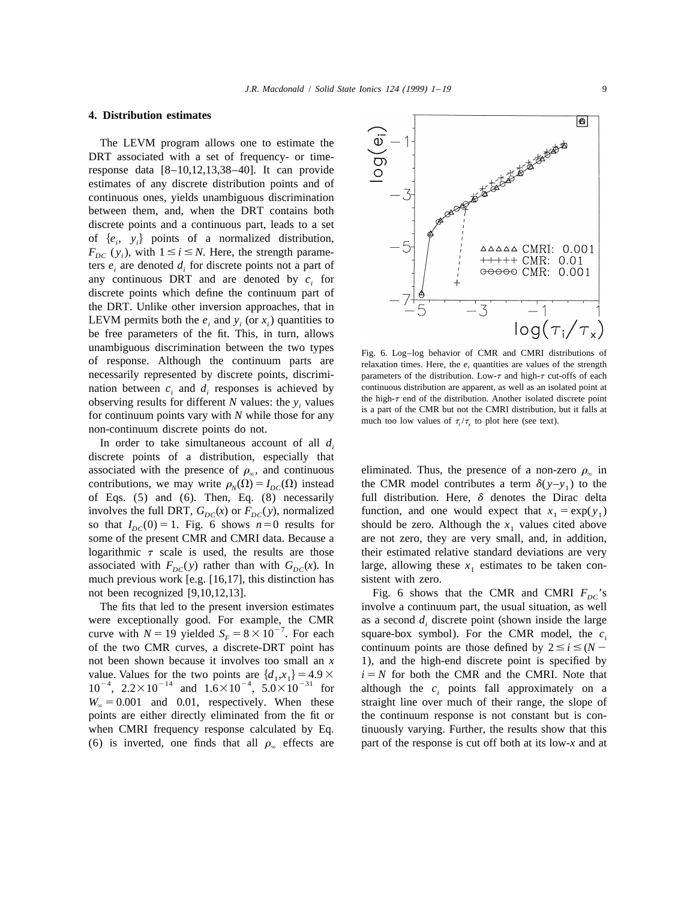## 4. Distribution estimates

The LEVM program allows one to estimate the DRT associated with a set of frequency- or time-response data [8–10,12,13,38–40]. It can provide estimates of any discrete distribution points and of continuous ones, yields unambiguous discrimination between them, and, when the DRT contains both discrete points and a continuous part, leads to a set of $\{e_i, y_i\}$ points of a normalized distribution, $F_{DC}(y_i)$, with $1 \leq i \leq N$. Here, the strength parameters $e_i$ are denoted $d_i$ for discrete points not a part of any continuous DRT and are denoted by $c_i$ for discrete points which define the continuum part of the DRT. Unlike other inversion approaches, that in LEVM permits both the $e_i$ and $y_i$ (or $x_i$) quantities to be free parameters of the fit. This, in turn, allows unambiguous discrimination between the two types of response. Although the continuum parts are necessarily represented by discrete points, discrimination between $c_i$ and $d_i$ responses is achieved by observing results for different $N$ values: the $y_i$ values for continuum points vary with $N$ while those for any non-continuum discrete points do not.

In order to take simultaneous account of all $d_i$ discrete points of a distribution, especially that associated with the presence of $\rho_\infty$, and continuous contributions, we may write $\rho_N(\Omega) = I_{DC}(\Omega)$ instead of Eqs. (5) and (6). Then, Eq. (8) necessarily involves the full DRT, $G_{DC}(x)$ or $F_{DC}(y)$, normalized so that $I_{DC}(0) = 1$. Fig. 6 shows $n = 0$ results for some of the present CMR and CMRI data. Because a logarithmic $\tau$ scale is used, the results are those associated with $F_{DC}(y)$ rather than with $G_{DC}(x)$. In much previous work [e.g. [16,17], this distinction has not been recognized [9,10,12,13].

The fits that led to the present inversion estimates were exceptionally good. For example, the CMR curve with $N = 19$ yielded $S_F = 8 \times 10^{-7}$. For each of the two CMR curves, a discrete-DRT point has not been shown because it involves too small an $x$ value. Values for the two points are $\{d_1, x_1\} = 4.9 \times 10^{-4}$, $2.2 \times 10^{-14}$ and $1.6 \times 10^{-4}$, $5.0 \times 10^{-31}$ for $W_\infty = 0.001$ and 0.01, respectively. When these points are either directly eliminated from the fit or when CMRI frequency response calculated by Eq. (6) is inverted, one finds that all $\rho_\infty$ effects are eliminated. Thus, the presence of a non-zero $\rho_\infty$ in the CMR model contributes a term $\delta(y - y_1)$ to the full distribution. Here, $\delta$ denotes the Dirac delta function, and one would expect that $x_1 = \exp(y_1)$ should be zero. Although the $x_1$ values cited above are not zero, they are very small, and, in addition, their estimated relative standard deviations are very large, allowing these $x_1$ estimates to be taken consistent with zero.

Fig. 6. Log–log behavior of CMR and CMRI distributions of relaxation times. Here, the $e_i$ quantities are values of the strength parameters of the distribution. Low-$\tau$ and high-$\tau$ cut-offs of each continuous distribution are apparent, as well as an isolated point at the high-$\tau$ end of the distribution. Another isolated discrete point is a part of the CMR but not the CMRI distribution, but it falls at much too low values of $\tau_i/\tau_x$ to plot here (see text).

Fig. 6 shows that the CMR and CMRI $F_{DC}$'s involve a continuum part, the usual situation, as well as a second $d_i$ discrete point (shown inside the large square-box symbol). For the CMR model, the $c_i$ continuum points are those defined by $2 \leq i \leq (N - 1)$, and the high-end discrete point is specified by $i = N$ for both the CMR and the CMRI. Note that although the $c_i$ points fall approximately on a straight line over much of their range, the slope of the continuum response is not constant but is continuously varying. Further, the results show that this part of the response is cut off both at its low-$x$ and at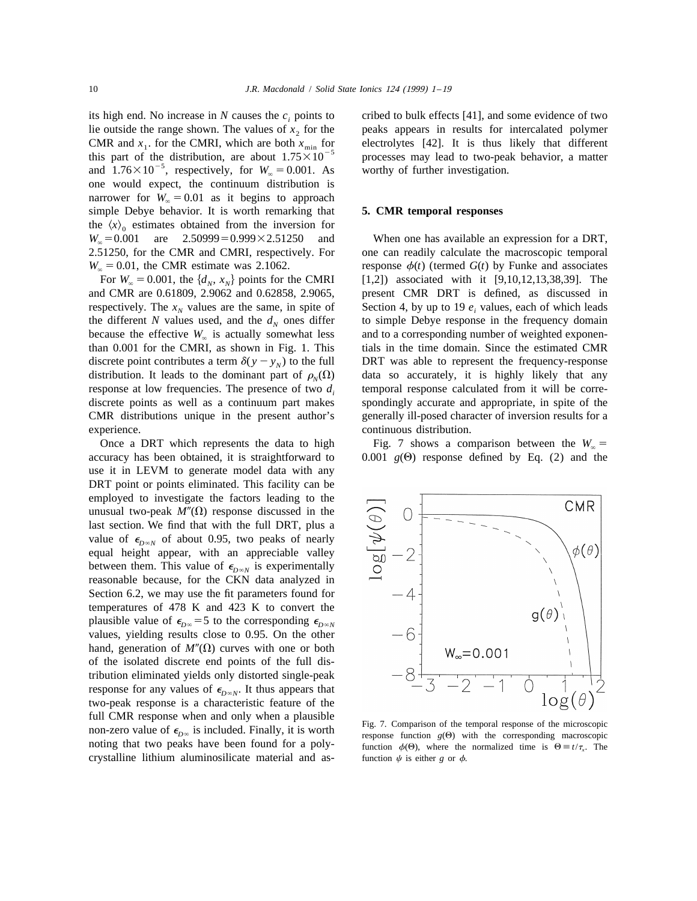its high end. No increase in $N$ causes the $c_i$ points to lie outside the range shown. The values of $x_2$ for the CMR and $x_1$. for the CMRI, which are both $x_{\min}$ for this part of the distribution, are about $1.75\times10^{-5}$ and $1.76\times10^{-5}$, respectively, for $W_\infty = 0.001$. As one would expect, the continuum distribution is narrower for $W_\infty = 0.01$ as it begins to approach simple Debye behavior. It is worth remarking that the $\langle x \rangle_0$ estimates obtained from the inversion for $W_\infty = 0.001$ are $2.50999 = 0.999 \times 2.51250$ and 2.51250, for the CMR and CMRI, respectively. For $W_\infty = 0.01$, the CMR estimate was 2.1062.

For $W_\infty = 0.001$, the $\{d_N, x_N\}$ points for the CMRI and CMR are 0.61809, 2.9062 and 0.62858, 2.9065, respectively. The $x_N$ values are the same, in spite of the different $N$ values used, and the $d_N$ ones differ because the effective $W_\infty$ is actually somewhat less than 0.001 for the CMRI, as shown in Fig. 1. This discrete point contributes a term $\delta(y - y_N)$ to the full distribution. It leads to the dominant part of $\rho_N(\Omega)$ response at low frequencies. The presence of two $d_i$ discrete points as well as a continuum part makes CMR distributions unique in the present author's experience.

Once a DRT which represents the data to high accuracy has been obtained, it is straightforward to use it in LEVM to generate model data with any DRT point or points eliminated. This facility can be employed to investigate the factors leading to the unusual two-peak $M''(\Omega)$ response discussed in the last section. We find that with the full DRT, plus a value of $\epsilon_{D\infty N}$ of about 0.95, two peaks of nearly equal height appear, with an appreciable valley between them. This value of $\epsilon_{D\infty N}$ is experimentally reasonable because, for the CKN data analyzed in Section 6.2, we may use the fit parameters found for temperatures of 478 K and 423 K to convert the plausible value of $\epsilon_{D\infty} = 5$ to the corresponding $\epsilon_{D\infty N}$ values, yielding results close to 0.95. On the other hand, generation of $M''(\Omega)$ curves with one or both of the isolated discrete end points of the full distribution eliminated yields only distorted single-peak response for any values of $\epsilon_{D\infty N}$. It thus appears that two-peak response is a characteristic feature of the full CMR response when and only when a plausible non-zero value of $\epsilon_{D\infty}$ is included. Finally, it is worth noting that two peaks have been found for a polycrystalline lithium aluminosilicate material and ascribed to bulk effects [41], and some evidence of two peaks appears in results for intercalated polymer electrolytes [42]. It is thus likely that different processes may lead to two-peak behavior, a matter worthy of further investigation.

## 5. CMR temporal responses

When one has available an expression for a DRT, one can readily calculate the macroscopic temporal response $\phi(t)$ (termed $G(t)$ by Funke and associates [1,2]) associated with it [9,10,12,13,38,39]. The present CMR DRT is defined, as discussed in Section 4, by up to 19 $e_i$ values, each of which leads to simple Debye response in the frequency domain and to a corresponding number of weighted exponentials in the time domain. Since the estimated CMR DRT was able to represent the frequency-response data so accurately, it is highly likely that any temporal response calculated from it will be correspondingly accurate and appropriate, in spite of the generally ill-posed character of inversion results for a continuous distribution.

Fig. 7 shows a comparison between the $W_\infty = 0.001$ $g(\Theta)$ response defined by Eq. (2) and the

Fig. 7. Comparison of the temporal response of the microscopic response function $g(\Theta)$ with the corresponding macroscopic function $\phi(\Theta)$, where the normalized time is $\Theta \equiv t/\tau_x$. The function $\psi$ is either $g$ or $\phi$.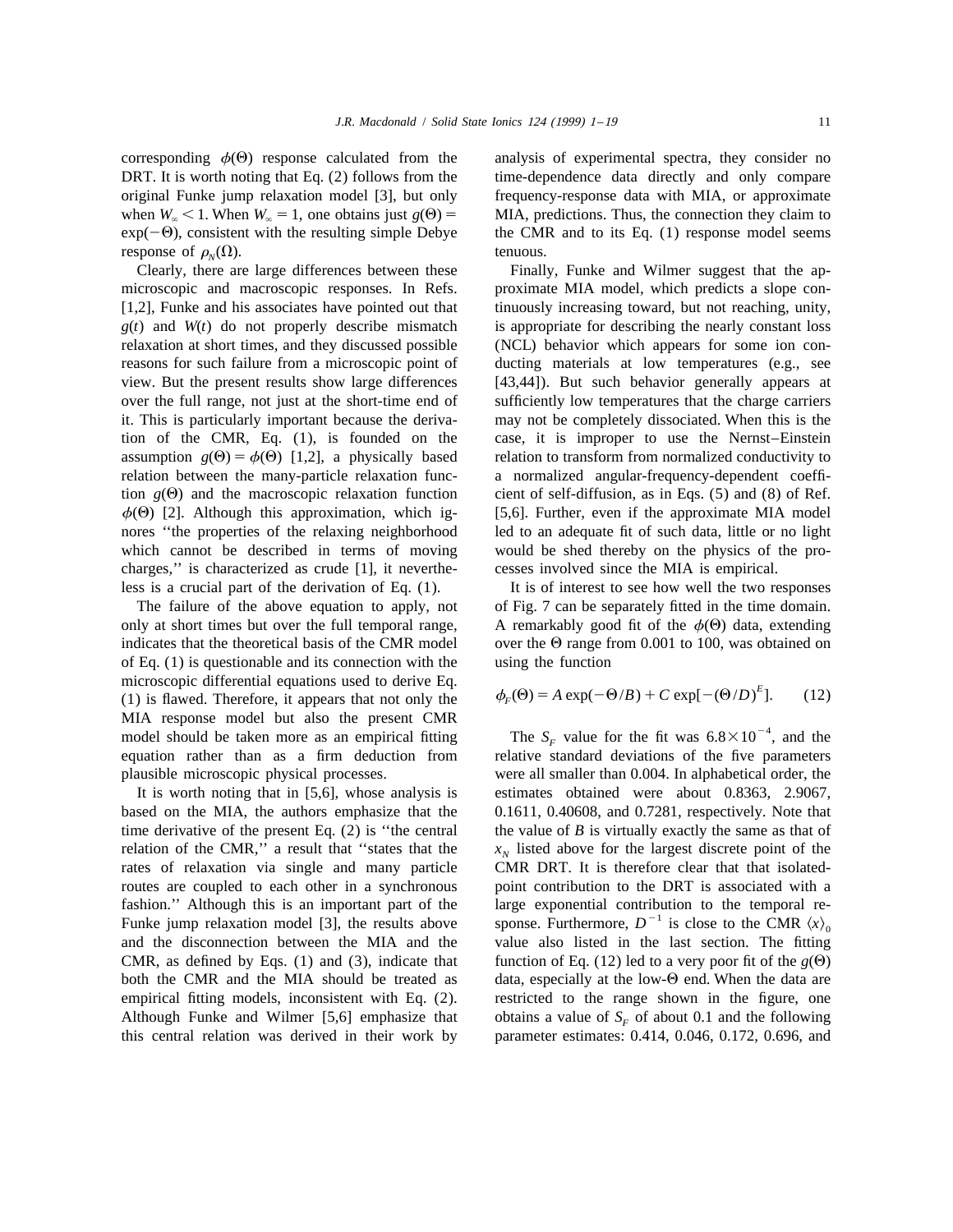corresponding $\phi(\Theta)$ response calculated from the DRT. It is worth noting that Eq. (2) follows from the original Funke jump relaxation model [3], but only when $W_\infty < 1$. When $W_\infty = 1$, one obtains just $g(\Theta) = \exp(-\Theta)$, consistent with the resulting simple Debye response of $\rho_N(\Omega)$.

Clearly, there are large differences between these microscopic and macroscopic responses. In Refs. [1,2], Funke and his associates have pointed out that $g(t)$ and $W(t)$ do not properly describe mismatch relaxation at short times, and they discussed possible reasons for such failure from a microscopic point of view. But the present results show large differences over the full range, not just at the short-time end of it. This is particularly important because the derivation of the CMR, Eq. (1), is founded on the assumption $g(\Theta) = \phi(\Theta)$ [1,2], a physically based relation between the many-particle relaxation function $g(\Theta)$ and the macroscopic relaxation function $\phi(\Theta)$ [2]. Although this approximation, which ignores ''the properties of the relaxing neighborhood which cannot be described in terms of moving charges,'' is characterized as crude [1], it nevertheless is a crucial part of the derivation of Eq. (1).

The failure of the above equation to apply, not only at short times but over the full temporal range, indicates that the theoretical basis of the CMR model of Eq. (1) is questionable and its connection with the microscopic differential equations used to derive Eq. (1) is flawed. Therefore, it appears that not only the MIA response model but also the present CMR model should be taken more as an empirical fitting equation rather than as a firm deduction from plausible microscopic physical processes.

It is worth noting that in [5,6], whose analysis is based on the MIA, the authors emphasize that the time derivative of the present Eq. (2) is ''the central relation of the CMR,'' a result that ''states that the rates of relaxation via single and many particle routes are coupled to each other in a synchronous fashion.'' Although this is an important part of the Funke jump relaxation model [3], the results above and the disconnection between the MIA and the CMR, as defined by Eqs. (1) and (3), indicate that both the CMR and the MIA should be treated as empirical fitting models, inconsistent with Eq. (2). Although Funke and Wilmer [5,6] emphasize that this central relation was derived in their work by analysis of experimental spectra, they consider no time-dependence data directly and only compare frequency-response data with MIA, or approximate MIA, predictions. Thus, the connection they claim to the CMR and to its Eq. (1) response model seems tenuous.

Finally, Funke and Wilmer suggest that the approximate MIA model, which predicts a slope continuously increasing toward, but not reaching, unity, is appropriate for describing the nearly constant loss (NCL) behavior which appears for some ion conducting materials at low temperatures (e.g., see [43,44]). But such behavior generally appears at sufficiently low temperatures that the charge carriers may not be completely dissociated. When this is the case, it is improper to use the Nernst–Einstein relation to transform from normalized conductivity to a normalized angular-frequency-dependent coefficient of self-diffusion, as in Eqs. (5) and (8) of Ref. [5,6]. Further, even if the approximate MIA model led to an adequate fit of such data, little or no light would be shed thereby on the physics of the processes involved since the MIA is empirical.

It is of interest to see how well the two responses of Fig. 7 can be separately fitted in the time domain. A remarkably good fit of the $\phi(\Theta)$ data, extending over the $\Theta$ range from 0.001 to 100, was obtained on using the function

$$\phi_F(\Theta) = A\exp(-\Theta/B) + C\exp[-(\Theta/D)^E]. \tag{12}$$

The $S_F$ value for the fit was $6.8\times10^{-4}$, and the relative standard deviations of the five parameters were all smaller than 0.004. In alphabetical order, the estimates obtained were about 0.8363, 2.9067, 0.1611, 0.40608, and 0.7281, respectively. Note that the value of $B$ is virtually exactly the same as that of $x_N$ listed above for the largest discrete point of the CMR DRT. It is therefore clear that that isolated-point contribution to the DRT is associated with a large exponential contribution to the temporal response. Furthermore, $D^{-1}$ is close to the CMR $\langle x\rangle_0$ value also listed in the last section. The fitting function of Eq. (12) led to a very poor fit of the $g(\Theta)$ data, especially at the low-$\Theta$ end. When the data are restricted to the range shown in the figure, one obtains a value of $S_F$ of about 0.1 and the following parameter estimates: 0.414, 0.046, 0.172, 0.696, and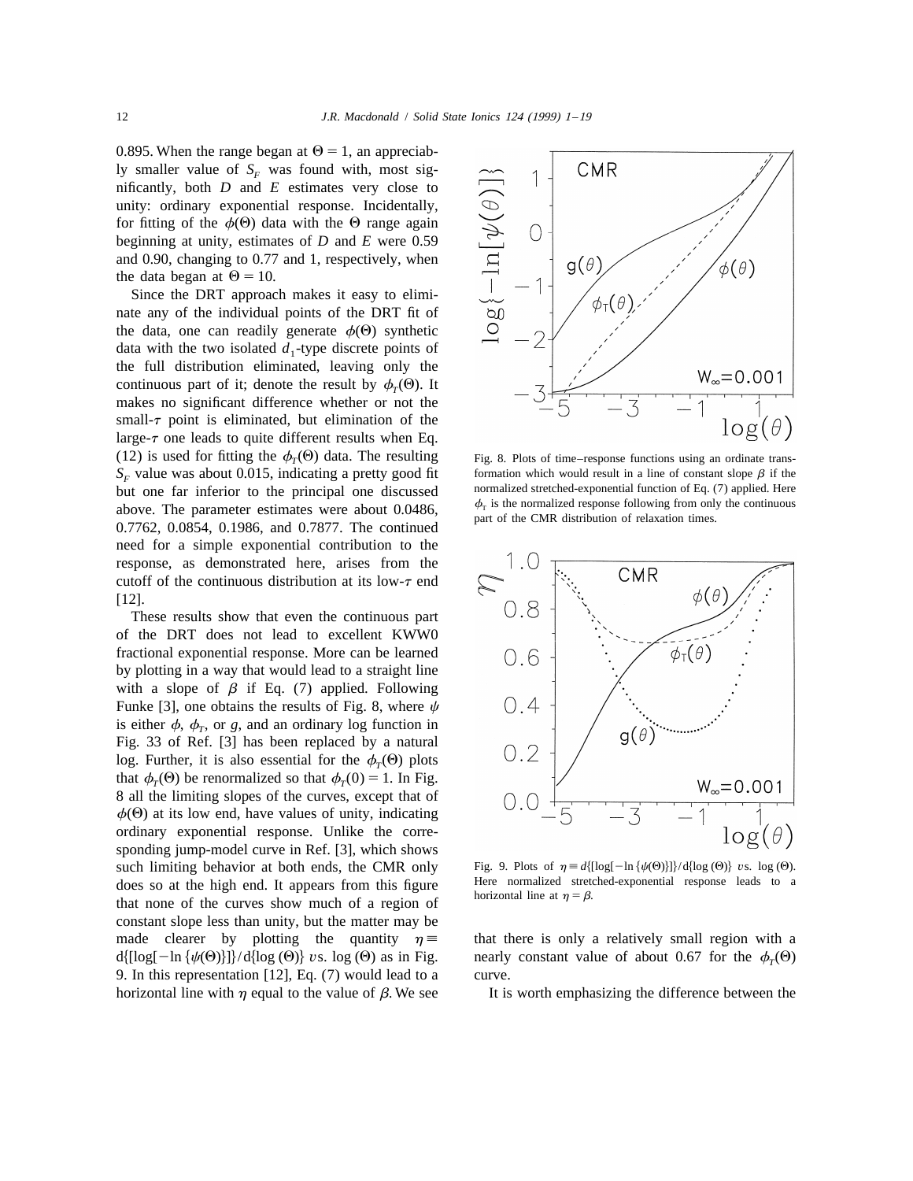0.895. When the range began at $\Theta = 1$, an appreciably smaller value of $S_F$ was found with, most significantly, both $D$ and $E$ estimates very close to unity: ordinary exponential response. Incidentally, for fitting of the $\phi(\Theta)$ data with the $\Theta$ range again beginning at unity, estimates of $D$ and $E$ were 0.59 and 0.90, changing to 0.77 and 1, respectively, when the data began at $\Theta = 10$.

Since the DRT approach makes it easy to eliminate any of the individual points of the DRT fit of the data, one can readily generate $\phi(\Theta)$ synthetic data with the two isolated $d_1$-type discrete points of the full distribution eliminated, leaving only the continuous part of it; denote the result by $\phi_T(\Theta)$. It makes no significant difference whether or not the small-$\tau$ point is eliminated, but elimination of the large-$\tau$ one leads to quite different results when Eq. (12) is used for fitting the $\phi_T(\Theta)$ data. The resulting $S_F$ value was about 0.015, indicating a pretty good fit but one far inferior to the principal one discussed above. The parameter estimates were about 0.0486, 0.7762, 0.0854, 0.1986, and 0.7877. The continued need for a simple exponential contribution to the response, as demonstrated here, arises from the cutoff of the continuous distribution at its low-$\tau$ end [12].

These results show that even the continuous part of the DRT does not lead to excellent KWW0 fractional exponential response. More can be learned by plotting in a way that would lead to a straight line with a slope of $\beta$ if Eq. (7) applied. Following Funke [3], one obtains the results of Fig. 8, where $\psi$ is either $\phi$, $\phi_T$, or $g$, and an ordinary log function in Fig. 33 of Ref. [3] has been replaced by a natural log. Further, it is also essential for the $\phi_T(\Theta)$ plots that $\phi_T(\Theta)$ be renormalized so that $\phi_T(0) = 1$. In Fig. 8 all the limiting slopes of the curves, except that of $\phi(\Theta)$ at its low end, have values of unity, indicating ordinary exponential response. Unlike the corresponding jump-model curve in Ref. [3], which shows such limiting behavior at both ends, the CMR only does so at the high end. It appears from this figure that none of the curves show much of a region of constant slope less than unity, but the matter may be made clearer by plotting the quantity $\eta \equiv d\{[\log[-\ln\{\psi(\Theta)\}]\}/d\{\log(\Theta)\}$ *vs.* $\log(\Theta)$ as in Fig. 9. In this representation [12], Eq. (7) would lead to a horizontal line with $\eta$ equal to the value of $\beta$. We see that there is only a relatively small region with a nearly constant value of about 0.67 for the $\phi_T(\Theta)$ curve.

Fig. 8. Plots of time–response functions using an ordinate transformation which would result in a line of constant slope $\beta$ if the normalized stretched-exponential function of Eq. (7) applied. Here $\phi_T$ is the normalized response following from only the continuous part of the CMR distribution of relaxation times.

Fig. 9. Plots of $\eta \equiv d\{[\log[-\ln\{\psi(\Theta)\}]\}/d\{\log(\Theta)\}$ *vs.* $\log(\Theta)$. Here normalized stretched-exponential response leads to a horizontal line at $\eta = \beta$.

It is worth emphasizing the difference between the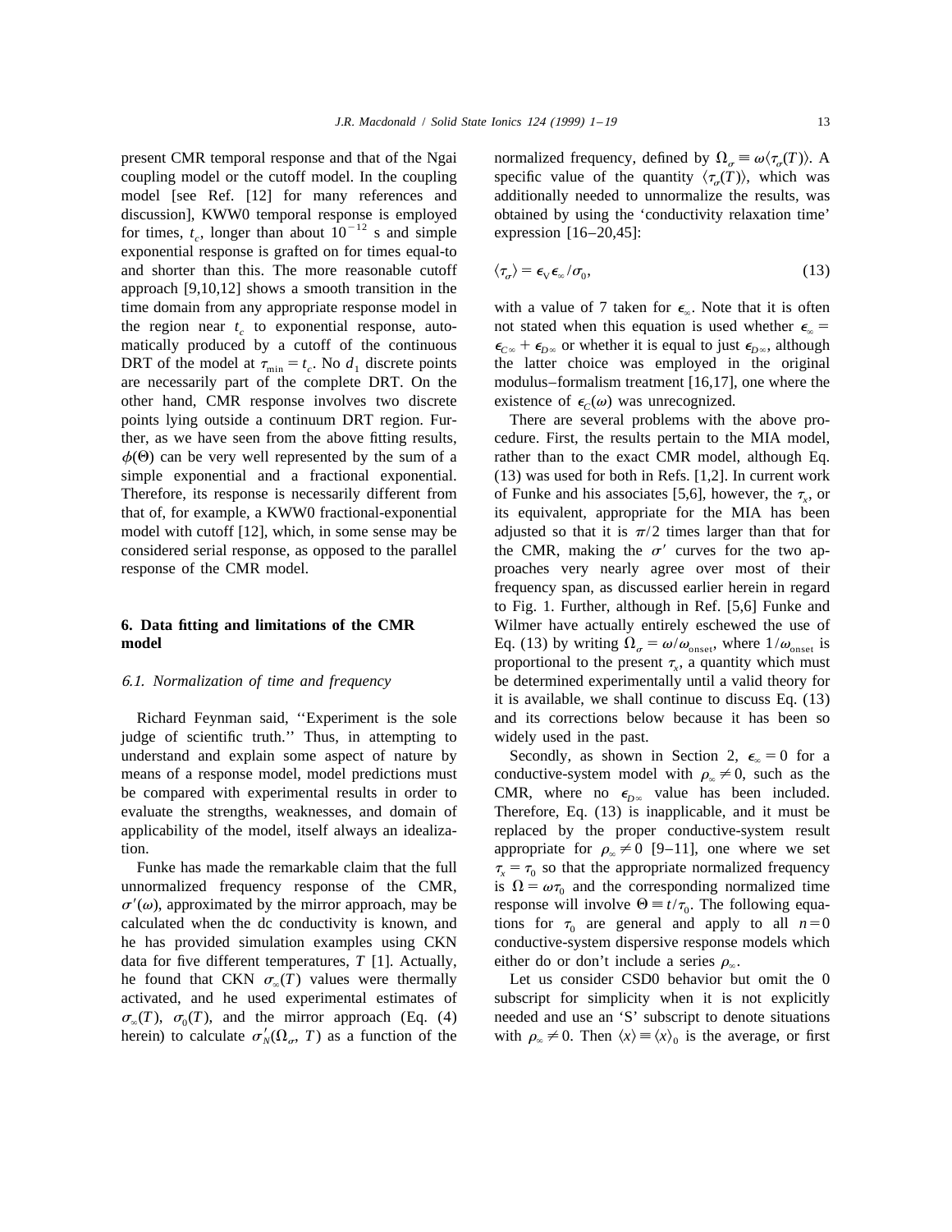present CMR temporal response and that of the Ngai coupling model or the cutoff model. In the coupling model [see Ref. [12] for many references and discussion], KWW0 temporal response is employed for times, $t_c$, longer than about $10^{-12}$ s and simple exponential response is grafted on for times equal-to and shorter than this. The more reasonable cutoff approach [9,10,12] shows a smooth transition in the time domain from any appropriate response model in the region near $t_c$ to exponential response, automatically produced by a cutoff of the continuous DRT of the model at $\tau_{min} = t_c$. No $d_1$ discrete points are necessarily part of the complete DRT. On the other hand, CMR response involves two discrete points lying outside a continuum DRT region. Further, as we have seen from the above fitting results, $\phi(\Theta)$ can be very well represented by the sum of a simple exponential and a fractional exponential. Therefore, its response is necessarily different from that of, for example, a KWW0 fractional-exponential model with cutoff [12], which, in some sense may be considered serial response, as opposed to the parallel response of the CMR model.

## 6. Data fitting and limitations of the CMR model

### 6.1. Normalization of time and frequency

Richard Feynman said, ''Experiment is the sole judge of scientific truth.'' Thus, in attempting to understand and explain some aspect of nature by means of a response model, model predictions must be compared with experimental results in order to evaluate the strengths, weaknesses, and domain of applicability of the model, itself always an idealization.

Funke has made the remarkable claim that the full unnormalized frequency response of the CMR, $\sigma'(\omega)$, approximated by the mirror approach, may be calculated when the dc conductivity is known, and he has provided simulation examples using CKN data for five different temperatures, $T$ [1]. Actually, he found that CKN $\sigma_\infty(T)$ values were thermally activated, and he used experimental estimates of $\sigma_\infty(T)$, $\sigma_0(T)$, and the mirror approach (Eq. (4) herein) to calculate $\sigma'_N(\Omega_\sigma, T)$ as a function of the normalized frequency, defined by $\Omega_\sigma \equiv \omega\langle\tau_\sigma(T)\rangle$. A specific value of the quantity $\langle\tau_\sigma(T)\rangle$, which was additionally needed to unnormalize the results, was obtained by using the 'conductivity relaxation time' expression [16–20,45]:

$$\langle\tau_\sigma\rangle = \epsilon_V\epsilon_\infty/\sigma_0, \tag{13}$$

with a value of 7 taken for $\epsilon_\infty$. Note that it is often not stated when this equation is used whether $\epsilon_\infty = \epsilon_{C\infty} + \epsilon_{D\infty}$ or whether it is equal to just $\epsilon_{D\infty}$, although the latter choice was employed in the original modulus–formalism treatment [16,17], one where the existence of $\epsilon_C(\omega)$ was unrecognized.

There are several problems with the above procedure. First, the results pertain to the MIA model, rather than to the exact CMR model, although Eq. (13) was used for both in Refs. [1,2]. In current work of Funke and his associates [5,6], however, the $\tau_x$, or its equivalent, appropriate for the MIA has been adjusted so that it is $\pi/2$ times larger than that for the CMR, making the $\sigma'$ curves for the two approaches very nearly agree over most of their frequency span, as discussed earlier herein in regard to Fig. 1. Further, although in Ref. [5,6] Funke and Wilmer have actually entirely eschewed the use of Eq. (13) by writing $\Omega_\sigma = \omega/\omega_{onset}$, where $1/\omega_{onset}$ is proportional to the present $\tau_x$, a quantity which must be determined experimentally until a valid theory for it is available, we shall continue to discuss Eq. (13) and its corrections below because it has been so widely used in the past.

Secondly, as shown in Section 2, $\epsilon_\infty = 0$ for a conductive-system model with $\rho_\infty \neq 0$, such as the CMR, where no $\epsilon_{D\infty}$ value has been included. Therefore, Eq. (13) is inapplicable, and it must be replaced by the proper conductive-system result appropriate for $\rho_\infty \neq 0$ [9–11], one where we set $\tau_x = \tau_0$ so that the appropriate normalized frequency is $\Omega = \omega\tau_0$ and the corresponding normalized time response will involve $\Theta \equiv t/\tau_0$. The following equations for $\tau_0$ are general and apply to all $n = 0$ conductive-system dispersive response models which either do or don't include a series $\rho_\infty$.

Let us consider CSD0 behavior but omit the 0 subscript for simplicity when it is not explicitly needed and use an 'S' subscript to denote situations with $\rho_\infty \neq 0$. Then $\langle x\rangle \equiv \langle x\rangle_0$ is the average, or first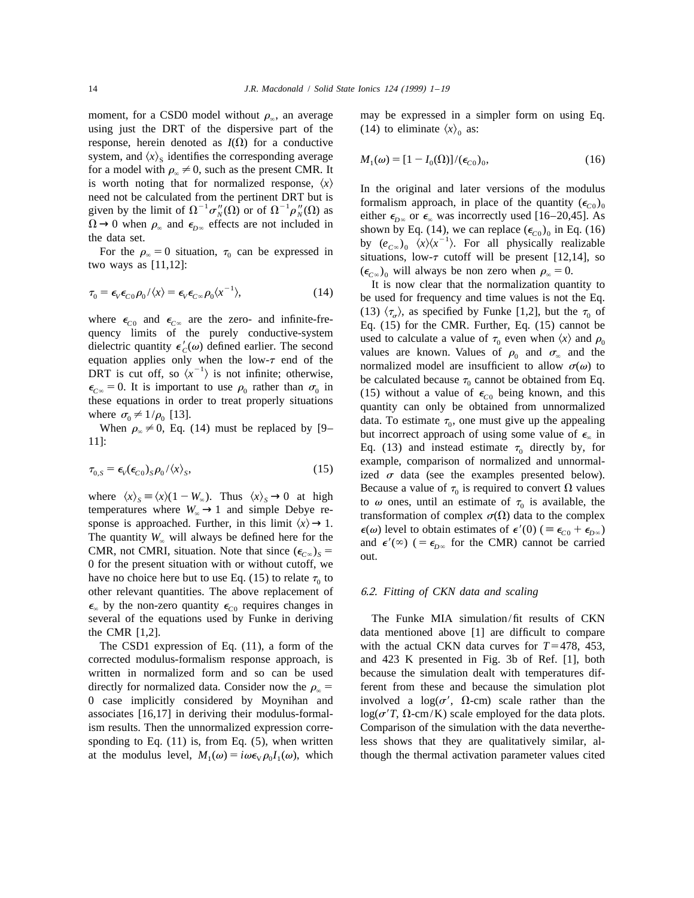moment, for a CSD0 model without $\rho_\infty$, an average using just the DRT of the dispersive part of the response, herein denoted as $I(\Omega)$ for a conductive system, and $\langle x \rangle_S$ identifies the corresponding average for a model with $\rho_\infty \neq 0$, such as the present CMR. It is worth noting that for normalized response, $\langle x \rangle$ need not be calculated from the pertinent DRT but is given by the limit of $\Omega^{-1}\sigma''_N(\Omega)$ or of $\Omega^{-1}\rho''_N(\Omega)$ as $\Omega \to 0$ when $\rho_\infty$ and $\epsilon_{D\infty}$ effects are not included in the data set.

For the $\rho_\infty = 0$ situation, $\tau_0$ can be expressed in two ways as [11,12]:

$$\tau_0 = \epsilon_V \epsilon_{C0} \rho_0 / \langle x \rangle = \epsilon_V \epsilon_{C\infty} \rho_0 \langle x^{-1} \rangle, \tag{14}$$

where $\epsilon_{C0}$ and $\epsilon_{C\infty}$ are the zero- and infinite-frequency limits of the purely conductive-system dielectric quantity $\epsilon'_C(\omega)$ defined earlier. The second equation applies only when the low-$\tau$ end of the DRT is cut off, so $\langle x^{-1} \rangle$ is not infinite; otherwise, $\epsilon_{C\infty} = 0$. It is important to use $\rho_0$ rather than $\sigma_0$ in these equations in order to treat properly situations where $\sigma_0 \neq 1/\rho_0$ [13].

When $\rho_\infty \neq 0$, Eq. (14) must be replaced by [9–11]:

$$\tau_{0,S} = \epsilon_V (\epsilon_{C0})_S \rho_0 / \langle x \rangle_S, \tag{15}$$

where $\langle x \rangle_S \equiv \langle x \rangle (1 - W_\infty)$. Thus $\langle x \rangle_S \to 0$ at high temperatures where $W_\infty \to 1$ and simple Debye response is approached. Further, in this limit $\langle x \rangle \to 1$. The quantity $W_\infty$ will always be defined here for the CMR, not CMRI, situation. Note that since $(\epsilon_{C\infty})_S = 0$ for the present situation with or without cutoff, we have no choice here but to use Eq. (15) to relate $\tau_0$ to other relevant quantities. The above replacement of $\epsilon_\infty$ by the non-zero quantity $\epsilon_{C0}$ requires changes in several of the equations used by Funke in deriving the CMR [1,2].

The CSD1 expression of Eq. (11), a form of the corrected modulus-formalism response approach, is written in normalized form and so can be used directly for normalized data. Consider now the $\rho_\infty = 0$ case implicitly considered by Moynihan and associates [16,17] in deriving their modulus-formalism results. Then the unnormalized expression corresponding to Eq. (11) is, from Eq. (5), when written at the modulus level, $M_1(\omega) = i\omega\epsilon_V \rho_0 I_1(\omega)$, which may be expressed in a simpler form on using Eq. (14) to eliminate $\langle x \rangle_0$ as:

$$M_1(\omega) = [1 - I_0(\Omega)]/(\epsilon_{C0})_0, \tag{16}$$

In the original and later versions of the modulus formalism approach, in place of the quantity $(\epsilon_{C0})_0$ either $\epsilon_{D\infty}$ or $\epsilon_\infty$ was incorrectly used [16–20,45]. As shown by Eq. (14), we can replace $(\epsilon_{C0})_0$ in Eq. (16) by $(e_{C\infty})_0 \ \langle x \rangle \langle x^{-1} \rangle$. For all physically realizable situations, low-$\tau$ cutoff will be present [12,14], so $(\epsilon_{C\infty})_0$ will always be non zero when $\rho_\infty = 0$.

It is now clear that the normalization quantity to be used for frequency and time values is not the Eq. (13) $\langle \tau_\sigma \rangle$, as specified by Funke [1,2], but the $\tau_0$ of Eq. (15) for the CMR. Further, Eq. (15) cannot be used to calculate a value of $\tau_0$ even when $\langle x \rangle$ and $\rho_0$ values are known. Values of $\rho_0$ and $\sigma_\infty$ and the normalized model are insufficient to allow $\sigma(\omega)$ to be calculated because $\tau_0$ cannot be obtained from Eq. (15) without a value of $\epsilon_{C0}$ being known, and this quantity can only be obtained from unnormalized data. To estimate $\tau_0$, one must give up the appealing but incorrect approach of using some value of $\epsilon_\infty$ in Eq. (13) and instead estimate $\tau_0$ directly by, for example, comparison of normalized and unnormalized $\sigma$ data (see the examples presented below). Because a value of $\tau_0$ is required to convert $\Omega$ values to $\omega$ ones, until an estimate of $\tau_0$ is available, the transformation of complex $\sigma(\Omega)$ data to the complex $\epsilon(\omega)$ level to obtain estimates of $\epsilon'(0)$ ($\equiv \epsilon_{C0} + \epsilon_{D\infty}$) and $\epsilon'(\infty)$ ($= \epsilon_{D\infty}$ for the CMR) cannot be carried out.

### *6.2. Fitting of CKN data and scaling*

The Funke MIA simulation/fit results of CKN data mentioned above [1] are difficult to compare with the actual CKN data curves for $T = 478$, 453, and 423 K presented in Fig. 3b of Ref. [1], both because the simulation dealt with temperatures different from these and because the simulation plot involved a $\log(\sigma', \ \Omega\text{-cm})$ scale rather than the $\log(\sigma' T, \ \Omega\text{-cm/K})$ scale employed for the data plots. Comparison of the simulation with the data nevertheless shows that they are qualitatively similar, although the thermal activation parameter values cited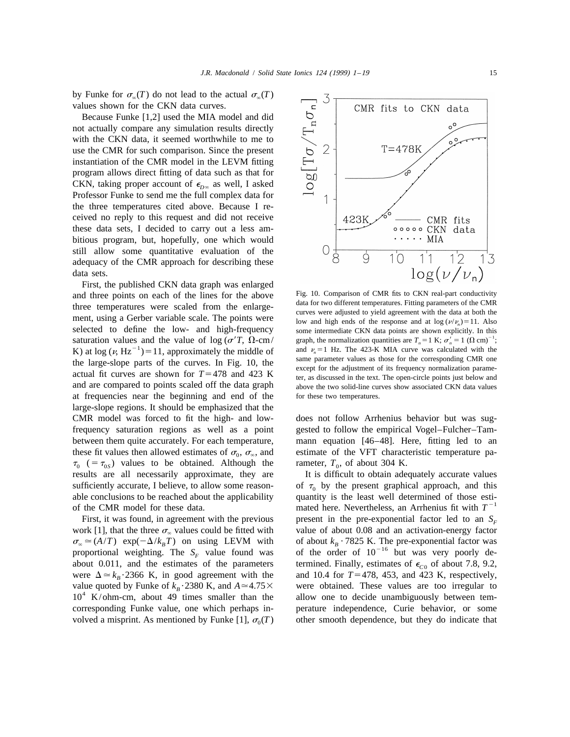by Funke for $\sigma_\infty(T)$ do not lead to the actual $\sigma_\infty(T)$ values shown for the CKN data curves.

Because Funke [1,2] used the MIA model and did not actually compare any simulation results directly with the CKN data, it seemed worthwhile to me to use the CMR for such comparison. Since the present instantiation of the CMR model in the LEVM fitting program allows direct fitting of data such as that for CKN, taking proper account of $\epsilon_{D\infty}$ as well, I asked Professor Funke to send me the full complex data for the three temperatures cited above. Because I received no reply to this request and did not receive these data sets, I decided to carry out a less ambitious program, but, hopefully, one which would still allow some quantitative evaluation of the adequacy of the CMR approach for describing these data sets.

First, the published CKN data graph was enlarged and three points on each of the lines for the above three temperatures were scaled from the enlargement, using a Gerber variable scale. The points were selected to define the low- and high-frequency saturation values and the value of $\log(\sigma' T$, $\Omega$-cm/K) at $\log(\nu, \text{Hz}^{-1}) = 11$, approximately the middle of the large-slope parts of the curves. In Fig. 10, the actual fit curves are shown for $T = 478$ and 423 K and are compared to points scaled off the data graph at frequencies near the beginning and end of the large-slope regions. It should be emphasized that the CMR model was forced to fit the high- and low-frequency saturation regions as well as a point between them quite accurately. For each temperature, these fit values then allowed estimates of $\sigma_0$, $\sigma_\infty$, and $\tau_0$ ($= \tau_{0S}$) values to be obtained. Although the results are all necessarily approximate, they are sufficiently accurate, I believe, to allow some reasonable conclusions to be reached about the applicability of the CMR model for these data.

Fig. 10. Comparison of CMR fits to CKN real-part conductivity data for two different temperatures. Fitting parameters of the CMR curves were adjusted to yield agreement with the data at both the low and high ends of the response and at $\log(\nu/\nu_n) = 11$. Also some intermediate CKN data points are shown explicitly. In this graph, the normalization quantities are $T_n = 1$ K; $\sigma'_n = 1$ $(\Omega \text{ cm})^{-1}$; and $\nu_n = 1$ Hz. The 423-K MIA curve was calculated with the same parameter values as those for the corresponding CMR one except for the adjustment of its frequency normalization parameter, as discussed in the text. The open-circle points just below and above the two solid-line curves show associated CKN data values for these two temperatures.

First, it was found, in agreement with the previous work [1], that the three $\sigma_\infty$ values could be fitted with $\sigma_\infty \simeq (A/T) \exp(-\Delta/k_B T)$ on using LEVM with proportional weighting. The $S_F$ value found was about 0.011, and the estimates of the parameters were $\Delta \simeq k_B \cdot 2366$ K, in good agreement with the value quoted by Funke of $k_B \cdot 2380$ K, and $A \simeq 4.75 \times 10^4$ K/ohm-cm, about 49 times smaller than the corresponding Funke value, one which perhaps involved a misprint. As mentioned by Funke [1], $\sigma_0(T)$ does not follow Arrhenius behavior but was suggested to follow the empirical Vogel–Fulcher–Tammann equation [46–48]. Here, fitting led to an estimate of the VFT characteristic temperature parameter, $T_0$, of about 304 K.

It is difficult to obtain adequately accurate values of $\tau_0$ by the present graphical approach, and this quantity is the least well determined of those estimated here. Nevertheless, an Arrhenius fit with $T^{-1}$ present in the pre-exponential factor led to an $S_F$ value of about 0.08 and an activation-energy factor of about $k_B \cdot 7825$ K. The pre-exponential factor was of the order of $10^{-16}$ but was very poorly determined. Finally, estimates of $\epsilon_{C0}$ of about 7.8, 9.2, and 10.4 for $T = 478$, 453, and 423 K, respectively, were obtained. These values are too irregular to allow one to decide unambiguously between temperature independence, Curie behavior, or some other smooth dependence, but they do indicate that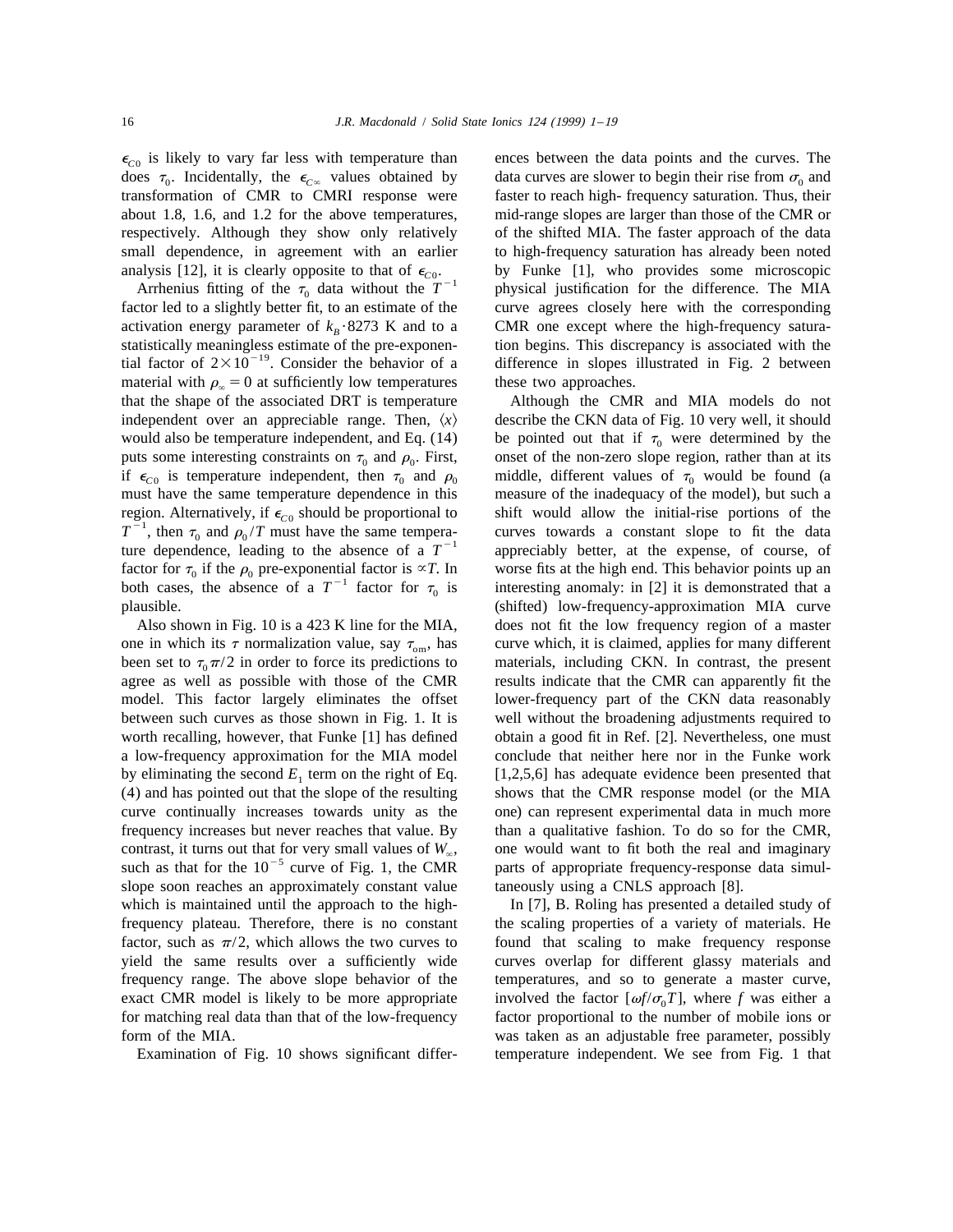$\epsilon_{C0}$ is likely to vary far less with temperature than does $\tau_0$. Incidentally, the $\epsilon_{C\infty}$ values obtained by transformation of CMR to CMRI response were about 1.8, 1.6, and 1.2 for the above temperatures, respectively. Although they show only relatively small dependence, in agreement with an earlier analysis [12], it is clearly opposite to that of $\epsilon_{C0}$.

Arrhenius fitting of the $\tau_0$ data without the $T^{-1}$ factor led to a slightly better fit, to an estimate of the activation energy parameter of $k_B \cdot 8273$ K and to a statistically meaningless estimate of the pre-exponential factor of $2\times10^{-19}$. Consider the behavior of a material with $\rho_\infty = 0$ at sufficiently low temperatures that the shape of the associated DRT is temperature independent over an appreciable range. Then, $\langle x \rangle$ would also be temperature independent, and Eq. (14) puts some interesting constraints on $\tau_0$ and $\rho_0$. First, if $\epsilon_{C0}$ is temperature independent, then $\tau_0$ and $\rho_0$ must have the same temperature dependence in this region. Alternatively, if $\epsilon_{C0}$ should be proportional to $T^{-1}$, then $\tau_0$ and $\rho_0/T$ must have the same temperature dependence, leading to the absence of a $T^{-1}$ factor for $\tau_0$ if the $\rho_0$ pre-exponential factor is $\propto T$. In both cases, the absence of a $T^{-1}$ factor for $\tau_0$ is plausible.

Also shown in Fig. 10 is a 423 K line for the MIA, one in which its $\tau$ normalization value, say $\tau_{om}$, has been set to $\tau_0 \pi/2$ in order to force its predictions to agree as well as possible with those of the CMR model. This factor largely eliminates the offset between such curves as those shown in Fig. 1. It is worth recalling, however, that Funke [1] has defined a low-frequency approximation for the MIA model by eliminating the second $E_1$ term on the right of Eq. (4) and has pointed out that the slope of the resulting curve continually increases towards unity as the frequency increases but never reaches that value. By contrast, it turns out that for very small values of $W_\infty$, such as that for the $10^{-5}$ curve of Fig. 1, the CMR slope soon reaches an approximately constant value which is maintained until the approach to the high-frequency plateau. Therefore, there is no constant factor, such as $\pi/2$, which allows the two curves to yield the same results over a sufficiently wide frequency range. The above slope behavior of the exact CMR model is likely to be more appropriate for matching real data than that of the low-frequency form of the MIA.

Examination of Fig. 10 shows significant differences between the data points and the curves. The data curves are slower to begin their rise from $\sigma_0$ and faster to reach high- frequency saturation. Thus, their mid-range slopes are larger than those of the CMR or of the shifted MIA. The faster approach of the data to high-frequency saturation has already been noted by Funke [1], who provides some microscopic physical justification for the difference. The MIA curve agrees closely here with the corresponding CMR one except where the high-frequency saturation begins. This discrepancy is associated with the difference in slopes illustrated in Fig. 2 between these two approaches.

Although the CMR and MIA models do not describe the CKN data of Fig. 10 very well, it should be pointed out that if $\tau_0$ were determined by the onset of the non-zero slope region, rather than at its middle, different values of $\tau_0$ would be found (a measure of the inadequacy of the model), but such a shift would allow the initial-rise portions of the curves towards a constant slope to fit the data appreciably better, at the expense, of course, of worse fits at the high end. This behavior points up an interesting anomaly: in [2] it is demonstrated that a (shifted) low-frequency-approximation MIA curve does not fit the low frequency region of a master curve which, it is claimed, applies for many different materials, including CKN. In contrast, the present results indicate that the CMR can apparently fit the lower-frequency part of the CKN data reasonably well without the broadening adjustments required to obtain a good fit in Ref. [2]. Nevertheless, one must conclude that neither here nor in the Funke work [1,2,5,6] has adequate evidence been presented that shows that the CMR response model (or the MIA one) can represent experimental data in much more than a qualitative fashion. To do so for the CMR, one would want to fit both the real and imaginary parts of appropriate frequency-response data simultaneously using a CNLS approach [8].

In [7], B. Roling has presented a detailed study of the scaling properties of a variety of materials. He found that scaling to make frequency response curves overlap for different glassy materials and temperatures, and so to generate a master curve, involved the factor $[\omega f/\sigma_0 T]$, where $f$ was either a factor proportional to the number of mobile ions or was taken as an adjustable free parameter, possibly temperature independent. We see from Fig. 1 that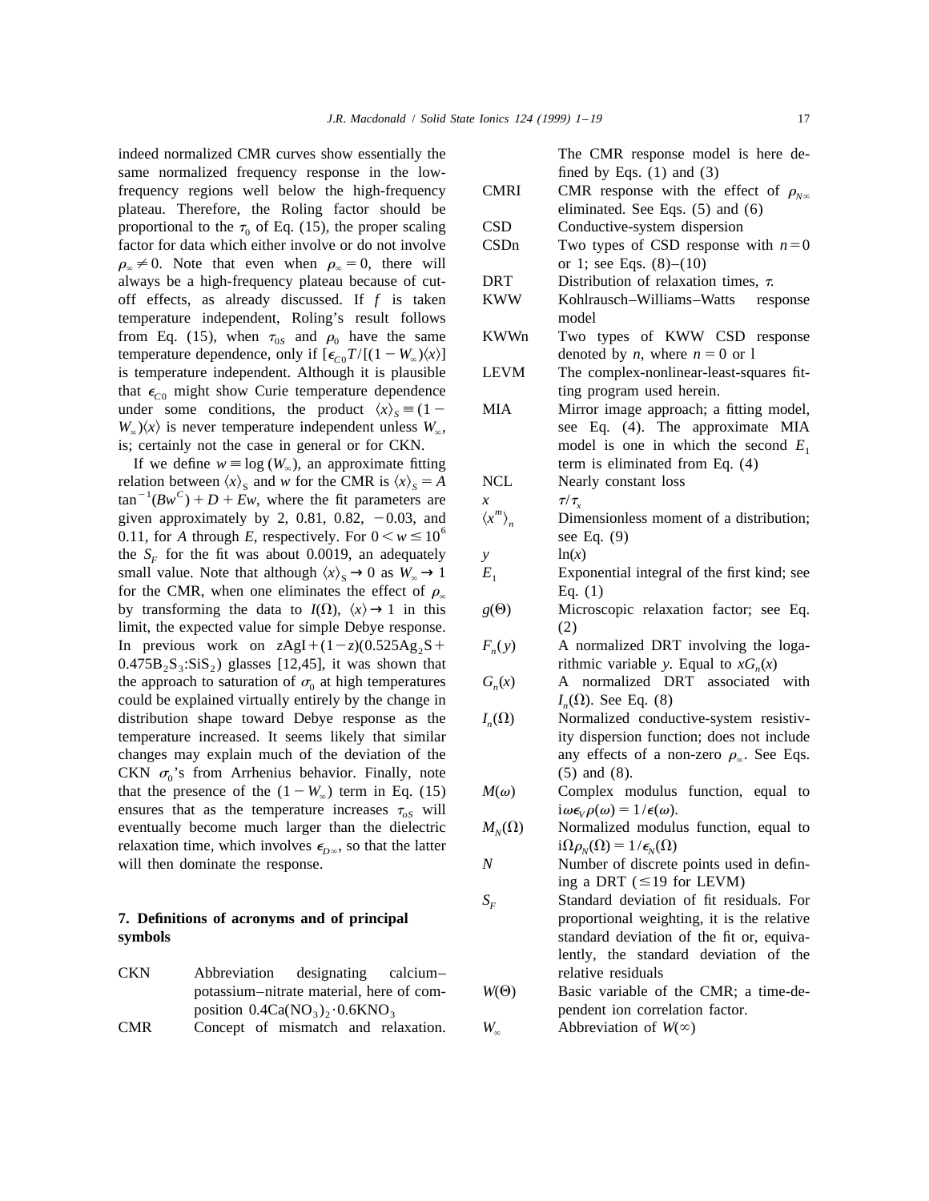indeed normalized CMR curves show essentially the same normalized frequency response in the low-frequency regions well below the high-frequency plateau. Therefore, the Roling factor should be proportional to the $\tau_0$ of Eq. (15), the proper scaling factor for data which either involve or do not involve $\rho_\infty \neq 0$. Note that even when $\rho_\infty = 0$, there will always be a high-frequency plateau because of cut-off effects, as already discussed. If $f$ is taken temperature independent, Roling's result follows from Eq. (15), when $\tau_{0S}$ and $\rho_0$ have the same temperature dependence, only if $[\epsilon_{C0} T/[(1 - W_\infty)\langle x \rangle]$ is temperature independent. Although it is plausible that $\epsilon_{C0}$ might show Curie temperature dependence under some conditions, the product $\langle x \rangle_S \equiv (1 - W_\infty)\langle x \rangle$ is never temperature independent unless $W_\infty$, is; certainly not the case in general or for CKN.

If we define $w \equiv \log(W_\infty)$, an approximate fitting relation between $\langle x \rangle_S$ and $w$ for the CMR is $\langle x \rangle_S = A \tan^{-1}(Bw^C) + D + Ew$, where the fit parameters are given approximately by 2, 0.81, 0.82, $-0.03$, and 0.11, for $A$ through $E$, respectively. For $0 < w \leq 10^6$ the $S_F$ for the fit was about 0.0019, an adequately small value. Note that although $\langle x \rangle_S \to 0$ as $W_\infty \to 1$ for the CMR, when one eliminates the effect of $\rho_\infty$ by transforming the data to $I(\Omega)$, $\langle x \rangle \to 1$ in this limit, the expected value for simple Debye response. In previous work on $z\text{AgI} + (1-z)(0.525\text{Ag}_2\text{S} + 0.475\text{B}_2\text{S}_3\text{:SiS}_2)$ glasses [12,45], it was shown that the approach to saturation of $\sigma_0$ at high temperatures could be explained virtually entirely by the change in distribution shape toward Debye response as the temperature increased. It seems likely that similar changes may explain much of the deviation of the CKN $\sigma_0$'s from Arrhenius behavior. Finally, note that the presence of the $(1 - W_\infty)$ term in Eq. (15) ensures that as the temperature increases $\tau_{oS}$ will eventually become much larger than the dielectric relaxation time, which involves $\epsilon_{D\infty}$, so that the latter will then dominate the response.

## 7. Definitions of acronyms and of principal symbols

| | |
|---|---|
| CKN | Abbreviation designating calcium–potassium–nitrate material, here of composition $0.4\text{Ca(NO}_3)_2 \cdot 0.6\text{KNO}_3$ |
| CMR | Concept of mismatch and relaxation. The CMR response model is here defined by Eqs. (1) and (3) |
| CMRI | CMR response with the effect of $\rho_{N\infty}$ eliminated. See Eqs. (5) and (6) |
| CSD | Conductive-system dispersion |
| CSDn | Two types of CSD response with $n = 0$ or 1; see Eqs. (8)–(10) |
| DRT | Distribution of relaxation times, $\tau$. |
| KWW | Kohlrausch–Williams–Watts response model |
| KWWn | Two types of KWW CSD response denoted by $n$, where $n = 0$ or 1 |
| LEVM | The complex-nonlinear-least-squares fitting program used herein. |
| MIA | Mirror image approach; a fitting model, see Eq. (4). The approximate MIA model is one in which the second $E_1$ term is eliminated from Eq. (4) |
| NCL | Nearly constant loss |
| $x$ | $\tau/\tau_x$ |
| $\langle x^m \rangle_n$ | Dimensionless moment of a distribution; see Eq. (9) |
| $y$ | $\ln(x)$ |
| $E_1$ | Exponential integral of the first kind; see Eq. (1) |
| $g(\Theta)$ | Microscopic relaxation factor; see Eq. (2) |
| $F_n(y)$ | A normalized DRT involving the logarithmic variable $y$. Equal to $xG_n(x)$ |
| $G_n(x)$ | A normalized DRT associated with $I_n(\Omega)$. See Eq. (8) |
| $I_n(\Omega)$ | Normalized conductive-system resistivity dispersion function; does not include any effects of a non-zero $\rho_\infty$. See Eqs. (5) and (8). |
| $M(\omega)$ | Complex modulus function, equal to $i\omega\epsilon_V \rho(\omega) = 1/\epsilon(\omega)$. |
| $M_N(\Omega)$ | Normalized modulus function, equal to $i\Omega\rho_N(\Omega) = 1/\epsilon_N(\Omega)$ |
| $N$ | Number of discrete points used in defining a DRT ($\leq 19$ for LEVM) |
| $S_F$ | Standard deviation of fit residuals. For proportional weighting, it is the relative standard deviation of the fit or, equivalently, the standard deviation of the relative residuals |
| $W(\Theta)$ | Basic variable of the CMR; a time-dependent ion correlation factor. |
| $W_\infty$ | Abbreviation of $W(\infty)$ |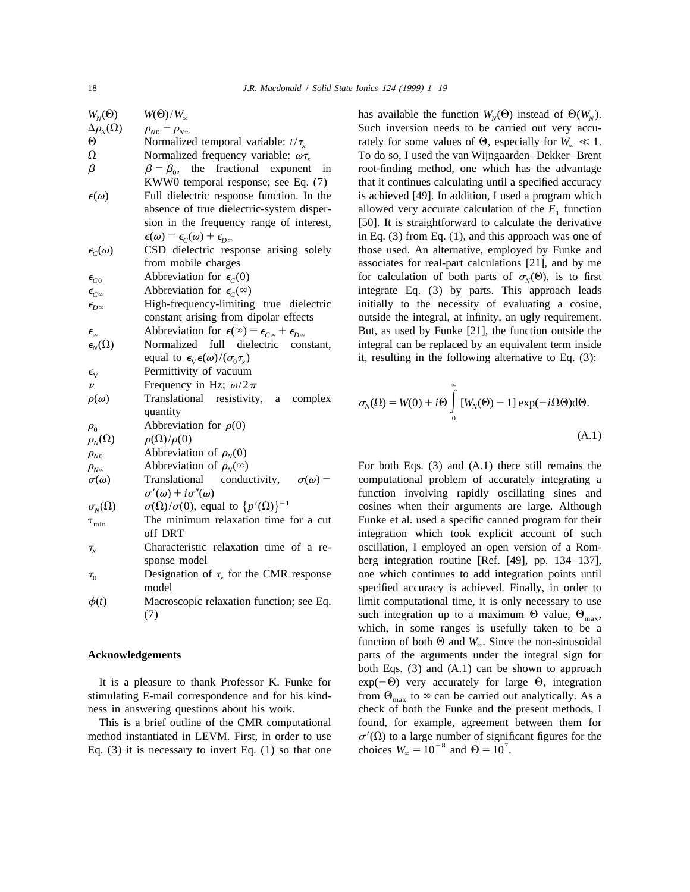| | |
|---|---|
| $W_N(\Theta)$ | $W(\Theta)/W_\infty$ |
| $\Delta\rho_N(\Omega)$ | $\rho_{N0} - \rho_{N\infty}$ |
| $\Theta$ | Normalized temporal variable: $t/\tau_x$ |
| $\Omega$ | Normalized frequency variable: $\omega\tau_x$ |
| $\beta$ | $\beta = \beta_0$, the fractional exponent in KWW0 temporal response; see Eq. (7) |
| $\epsilon(\omega)$ | Full dielectric response function. In the absence of true dielectric-system dispersion in the frequency range of interest, $\epsilon(\omega) = \epsilon_C(\omega) + \epsilon_{D\infty}$ |
| $\epsilon_C(\omega)$ | CSD dielectric response arising solely from mobile charges |
| $\epsilon_{C0}$ | Abbreviation for $\epsilon_C(0)$ |
| $\epsilon_{C\infty}$ | Abbreviation for $\epsilon_C(\infty)$ |
| $\epsilon_{D\infty}$ | High-frequency-limiting true dielectric constant arising from dipolar effects |
| $\epsilon_\infty$ | Abbreviation for $\epsilon(\infty) \equiv \epsilon_{C\infty} + \epsilon_{D\infty}$ |
| $\epsilon_N(\Omega)$ | Normalized full dielectric constant, equal to $\epsilon_V\epsilon(\omega)/(\sigma_0\tau_x)$ |
| $\epsilon_V$ | Permittivity of vacuum |
| $\nu$ | Frequency in Hz; $\omega/2\pi$ |
| $\rho(\omega)$ | Translational resistivity, a complex quantity |
| $\rho_0$ | Abbreviation for $\rho(0)$ |
| $\rho_N(\Omega)$ | $\rho(\Omega)/\rho(0)$ |
| $\rho_{N0}$ | Abbreviation of $\rho_N(0)$ |
| $\rho_{N\infty}$ | Abbreviation of $\rho_N(\infty)$ |
| $\sigma(\omega)$ | Translational conductivity, $\sigma(\omega) = \sigma'(\omega) + i\sigma''(\omega)$ |
| $\sigma_N(\Omega)$ | $\sigma(\Omega)/\sigma(0)$, equal to $\{p'(\Omega)\}^{-1}$ |
| $\tau_{\min}$ | The minimum relaxation time for a cut off DRT |
| $\tau_x$ | Characteristic relaxation time of a response model |
| $\tau_0$ | Designation of $\tau_x$ for the CMR response model |
| $\phi(t)$ | Macroscopic relaxation function; see Eq. (7) |

## Acknowledgements

It is a pleasure to thank Professor K. Funke for stimulating E-mail correspondence and for his kindness in answering questions about his work.

This is a brief outline of the CMR computational method instantiated in LEVM. First, in order to use Eq. (3) it is necessary to invert Eq. (1) so that one has available the function $W_N(\Theta)$ instead of $\Theta(W_N)$. Such inversion needs to be carried out very accurately for some values of $\Theta$, especially for $W_\infty \ll 1$. To do so, I used the van Wijngaarden–Dekker–Brent root-finding method, one which has the advantage that it continues calculating until a specified accuracy is achieved [49]. In addition, I used a program which allowed very accurate calculation of the $E_1$ function [50]. It is straightforward to calculate the derivative in Eq. (3) from Eq. (1), and this approach was one of those used. An alternative, employed by Funke and associates for real-part calculations [21], and by me for calculation of both parts of $\sigma_N(\Theta)$, is to first integrate Eq. (3) by parts. This approach leads initially to the necessity of evaluating a cosine, outside the integral, at infinity, an ugly requirement. But, as used by Funke [21], the function outside the integral can be replaced by an equivalent term inside it, resulting in the following alternative to Eq. (3):

$$\sigma_N(\Omega) = W(0) + i\Theta \int_0^\infty [W_N(\Theta) - 1] \exp(-i\Omega\Theta)\mathrm{d}\Theta. \tag{A.1}$$

For both Eqs. (3) and (A.1) there still remains the computational problem of accurately integrating a function involving rapidly oscillating sines and cosines when their arguments are large. Although Funke et al. used a specific canned program for their integration which took explicit account of such oscillation, I employed an open version of a Romberg integration routine [Ref. [49], pp. 134–137], one which continues to add integration points until specified accuracy is achieved. Finally, in order to limit computational time, it is only necessary to use such integration up to a maximum $\Theta$ value, $\Theta_{\max}$, which, in some ranges is usefully taken to be a function of both $\Theta$ and $W_\infty$. Since the non-sinusoidal parts of the arguments under the integral sign for both Eqs. (3) and (A.1) can be shown to approach $\exp(-\Theta)$ very accurately for large $\Theta$, integration from $\Theta_{\max}$ to $\infty$ can be carried out analytically. As a check of both the Funke and the present methods, I found, for example, agreement between them for $\sigma'(\Omega)$ to a large number of significant figures for the choices $W_\infty = 10^{-8}$ and $\Theta = 10^7$.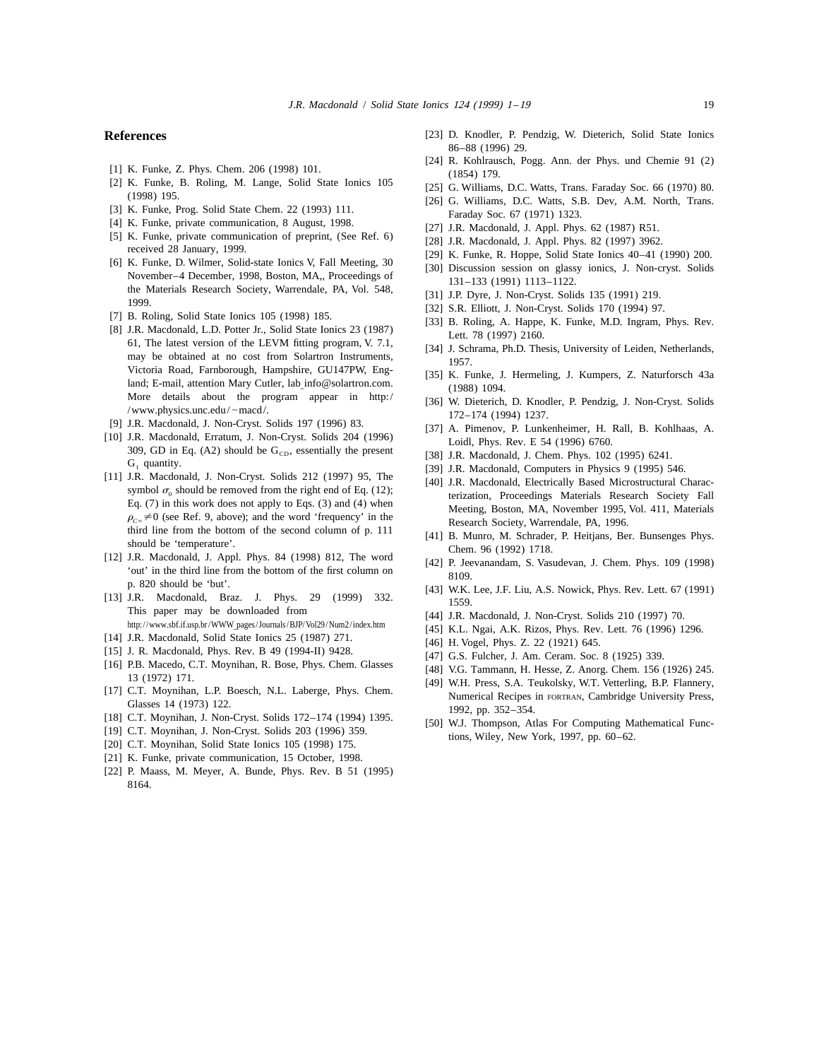## References

[1] K. Funke, Z. Phys. Chem. 206 (1998) 101.

[2] K. Funke, B. Roling, M. Lange, Solid State Ionics 105 (1998) 195.

[3] K. Funke, Prog. Solid State Chem. 22 (1993) 111.

[4] K. Funke, private communication, 8 August, 1998.

[5] K. Funke, private communication of preprint, (See Ref. 6) received 28 January, 1999.

[6] K. Funke, D. Wilmer, Solid-state Ionics V, Fall Meeting, 30 November–4 December, 1998, Boston, MA,, Proceedings of the Materials Research Society, Warrendale, PA, Vol. 548, 1999.

[7] B. Roling, Solid State Ionics 105 (1998) 185.

[8] J.R. Macdonald, L.D. Potter Jr., Solid State Ionics 23 (1987) 61, The latest version of the LEVM fitting program, V. 7.1, may be obtained at no cost from Solartron Instruments, Victoria Road, Farnborough, Hampshire, GU147PW, England; E-mail, attention Mary Cutler, lab_info@solartron.com. More details about the program appear in http://www.physics.unc.edu/~macd/.

[9] J.R. Macdonald, J. Non-Cryst. Solids 197 (1996) 83.

[10] J.R. Macdonald, Erratum, J. Non-Cryst. Solids 204 (1996) 309, GD in Eq. (A2) should be $G_{CD}$, essentially the present $G_1$ quantity.

[11] J.R. Macdonald, J. Non-Cryst. Solids 212 (1997) 95, The symbol $\sigma_0$ should be removed from the right end of Eq. (12); Eq. (7) in this work does not apply to Eqs. (3) and (4) when $\rho_{C\infty} \neq 0$ (see Ref. 9, above); and the word 'frequency' in the third line from the bottom of the second column of p. 111 should be 'temperature'.

[12] J.R. Macdonald, J. Appl. Phys. 84 (1998) 812, The word 'out' in the third line from the bottom of the first column on p. 820 should be 'but'.

[13] J.R. Macdonald, Braz. J. Phys. 29 (1999) 332. This paper may be downloaded from http://www.sbf.if.usp.br/WWW_pages/Journals/BJP/Vol29/Num2/index.htm

[14] J.R. Macdonald, Solid State Ionics 25 (1987) 271.

[15] J. R. Macdonald, Phys. Rev. B 49 (1994-II) 9428.

[16] P.B. Macedo, C.T. Moynihan, R. Bose, Phys. Chem. Glasses 13 (1972) 171.

[17] C.T. Moynihan, L.P. Boesch, N.L. Laberge, Phys. Chem. Glasses 14 (1973) 122.

[18] C.T. Moynihan, J. Non-Cryst. Solids 172–174 (1994) 1395.

[19] C.T. Moynihan, J. Non-Cryst. Solids 203 (1996) 359.

[20] C.T. Moynihan, Solid State Ionics 105 (1998) 175.

[21] K. Funke, private communication, 15 October, 1998.

[22] P. Maass, M. Meyer, A. Bunde, Phys. Rev. B 51 (1995) 8164.

[23] D. Knodler, P. Pendzig, W. Dieterich, Solid State Ionics 86–88 (1996) 29.

[24] R. Kohlrausch, Pogg. Ann. der Phys. und Chemie 91 (2) (1854) 179.

[25] G. Williams, D.C. Watts, Trans. Faraday Soc. 66 (1970) 80.

[26] G. Williams, D.C. Watts, S.B. Dev, A.M. North, Trans. Faraday Soc. 67 (1971) 1323.

[27] J.R. Macdonald, J. Appl. Phys. 62 (1987) R51.

[28] J.R. Macdonald, J. Appl. Phys. 82 (1997) 3962.

[29] K. Funke, R. Hoppe, Solid State Ionics 40–41 (1990) 200.

[30] Discussion session on glassy ionics, J. Non-cryst. Solids 131–133 (1991) 1113–1122.

[31] J.P. Dyre, J. Non-Cryst. Solids 135 (1991) 219.

[32] S.R. Elliott, J. Non-Cryst. Solids 170 (1994) 97.

[33] B. Roling, A. Happe, K. Funke, M.D. Ingram, Phys. Rev. Lett. 78 (1997) 2160.

[34] J. Schrama, Ph.D. Thesis, University of Leiden, Netherlands, 1957.

[35] K. Funke, J. Hermeling, J. Kumpers, Z. Naturforsch 43a (1988) 1094.

[36] W. Dieterich, D. Knodler, P. Pendzig, J. Non-Cryst. Solids 172–174 (1994) 1237.

[37] A. Pimenov, P. Lunkenheimer, H. Rall, B. Kohlhaas, A. Loidl, Phys. Rev. E 54 (1996) 6760.

[38] J.R. Macdonald, J. Chem. Phys. 102 (1995) 6241.

[39] J.R. Macdonald, Computers in Physics 9 (1995) 546.

[40] J.R. Macdonald, Electrically Based Microstructural Characterization, Proceedings Materials Research Society Fall Meeting, Boston, MA, November 1995, Vol. 411, Materials Research Society, Warrendale, PA, 1996.

[41] B. Munro, M. Schrader, P. Heitjans, Ber. Bunsenges Phys. Chem. 96 (1992) 1718.

[42] P. Jeevanandam, S. Vasudevan, J. Chem. Phys. 109 (1998) 8109.

[43] W.K. Lee, J.F. Liu, A.S. Nowick, Phys. Rev. Lett. 67 (1991) 1559.

[44] J.R. Macdonald, J. Non-Cryst. Solids 210 (1997) 70.

[45] K.L. Ngai, A.K. Rizos, Phys. Rev. Lett. 76 (1996) 1296.

[46] H. Vogel, Phys. Z. 22 (1921) 645.

[47] G.S. Fulcher, J. Am. Ceram. Soc. 8 (1925) 339.

[48] V.G. Tammann, H. Hesse, Z. Anorg. Chem. 156 (1926) 245.

[49] W.H. Press, S.A. Teukolsky, W.T. Vetterling, B.P. Flannery, Numerical Recipes in FORTRAN, Cambridge University Press, 1992, pp. 352–354.

[50] W.J. Thompson, Atlas For Computing Mathematical Functions, Wiley, New York, 1997, pp. 60–62.